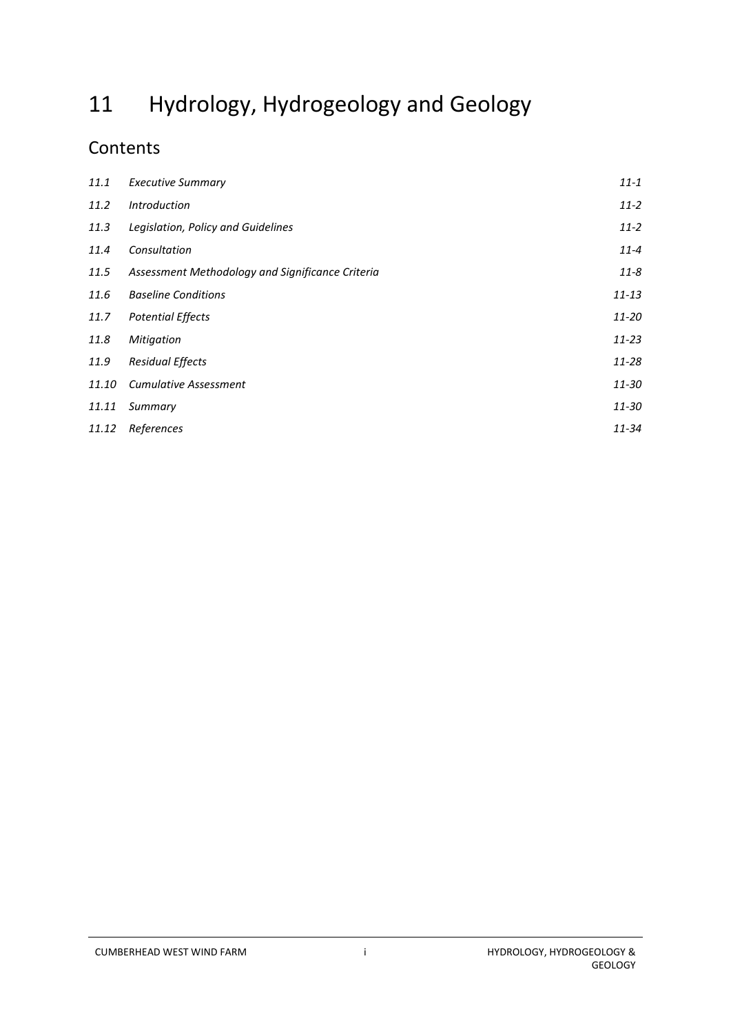# 11 Hydrology, Hydrogeology and Geology

## Contents

| | | |
|---|---|---|
| *11.1* | *Executive Summary* | *11-1* |
| *11.2* | *Introduction* | *11-2* |
| *11.3* | *Legislation, Policy and Guidelines* | *11-2* |
| *11.4* | *Consultation* | *11-4* |
| *11.5* | *Assessment Methodology and Significance Criteria* | *11-8* |
| *11.6* | *Baseline Conditions* | *11-13* |
| *11.7* | *Potential Effects* | *11-20* |
| *11.8* | *Mitigation* | *11-23* |
| *11.9* | *Residual Effects* | *11-28* |
| *11.10* | *Cumulative Assessment* | *11-30* |
| *11.11* | *Summary* | *11-30* |
| *11.12* | *References* | *11-34* |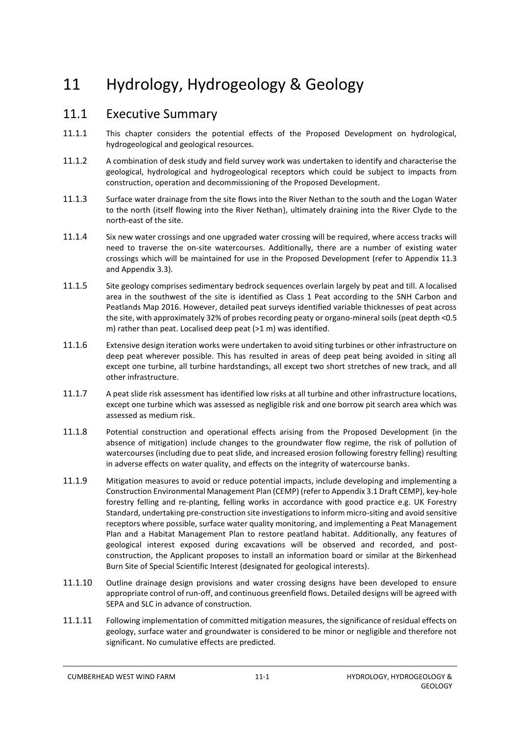# 11 Hydrology, Hydrogeology & Geology

## 11.1 Executive Summary

11.1.1 This chapter considers the potential effects of the Proposed Development on hydrological, hydrogeological and geological resources.

11.1.2 A combination of desk study and field survey work was undertaken to identify and characterise the geological, hydrological and hydrogeological receptors which could be subject to impacts from construction, operation and decommissioning of the Proposed Development.

11.1.3 Surface water drainage from the site flows into the River Nethan to the south and the Logan Water to the north (itself flowing into the River Nethan), ultimately draining into the River Clyde to the north-east of the site.

11.1.4 Six new water crossings and one upgraded water crossing will be required, where access tracks will need to traverse the on-site watercourses. Additionally, there are a number of existing water crossings which will be maintained for use in the Proposed Development (refer to Appendix 11.3 and Appendix 3.3).

11.1.5 Site geology comprises sedimentary bedrock sequences overlain largely by peat and till. A localised area in the southwest of the site is identified as Class 1 Peat according to the SNH Carbon and Peatlands Map 2016. However, detailed peat surveys identified variable thicknesses of peat across the site, with approximately 32% of probes recording peaty or organo-mineral soils (peat depth <0.5 m) rather than peat. Localised deep peat (>1 m) was identified.

11.1.6 Extensive design iteration works were undertaken to avoid siting turbines or other infrastructure on deep peat wherever possible. This has resulted in areas of deep peat being avoided in siting all except one turbine, all turbine hardstandings, all except two short stretches of new track, and all other infrastructure.

11.1.7 A peat slide risk assessment has identified low risks at all turbine and other infrastructure locations, except one turbine which was assessed as negligible risk and one borrow pit search area which was assessed as medium risk.

11.1.8 Potential construction and operational effects arising from the Proposed Development (in the absence of mitigation) include changes to the groundwater flow regime, the risk of pollution of watercourses (including due to peat slide, and increased erosion following forestry felling) resulting in adverse effects on water quality, and effects on the integrity of watercourse banks.

11.1.9 Mitigation measures to avoid or reduce potential impacts, include developing and implementing a Construction Environmental Management Plan (CEMP) (refer to Appendix 3.1 Draft CEMP), key-hole forestry felling and re-planting, felling works in accordance with good practice e.g. UK Forestry Standard, undertaking pre-construction site investigations to inform micro-siting and avoid sensitive receptors where possible, surface water quality monitoring, and implementing a Peat Management Plan and a Habitat Management Plan to restore peatland habitat. Additionally, any features of geological interest exposed during excavations will be observed and recorded, and post-construction, the Applicant proposes to install an information board or similar at the Birkenhead Burn Site of Special Scientific Interest (designated for geological interests).

11.1.10 Outline drainage design provisions and water crossing designs have been developed to ensure appropriate control of run-off, and continuous greenfield flows. Detailed designs will be agreed with SEPA and SLC in advance of construction.

11.1.11 Following implementation of committed mitigation measures, the significance of residual effects on geology, surface water and groundwater is considered to be minor or negligible and therefore not significant. No cumulative effects are predicted.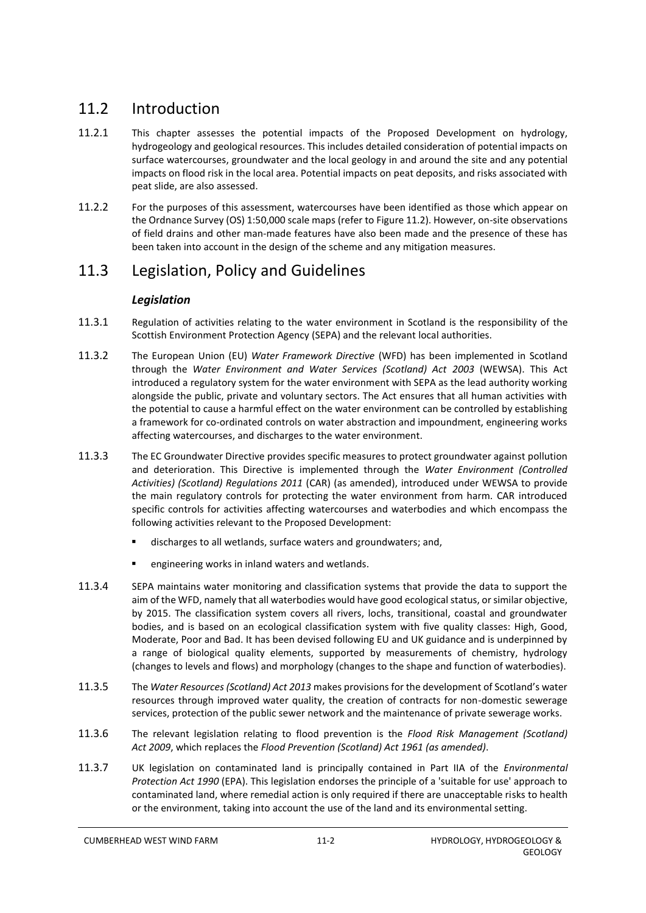## 11.2 Introduction

11.2.1 This chapter assesses the potential impacts of the Proposed Development on hydrology, hydrogeology and geological resources. This includes detailed consideration of potential impacts on surface watercourses, groundwater and the local geology in and around the site and any potential impacts on flood risk in the local area. Potential impacts on peat deposits, and risks associated with peat slide, are also assessed.

11.2.2 For the purposes of this assessment, watercourses have been identified as those which appear on the Ordnance Survey (OS) 1:50,000 scale maps (refer to Figure 11.2). However, on-site observations of field drains and other man-made features have also been made and the presence of these has been taken into account in the design of the scheme and any mitigation measures.

## 11.3 Legislation, Policy and Guidelines

### *Legislation*

11.3.1 Regulation of activities relating to the water environment in Scotland is the responsibility of the Scottish Environment Protection Agency (SEPA) and the relevant local authorities.

11.3.2 The European Union (EU) *Water Framework Directive* (WFD) has been implemented in Scotland through the *Water Environment and Water Services (Scotland) Act 2003* (WEWSA). This Act introduced a regulatory system for the water environment with SEPA as the lead authority working alongside the public, private and voluntary sectors. The Act ensures that all human activities with the potential to cause a harmful effect on the water environment can be controlled by establishing a framework for co-ordinated controls on water abstraction and impoundment, engineering works affecting watercourses, and discharges to the water environment.

11.3.3 The EC Groundwater Directive provides specific measures to protect groundwater against pollution and deterioration. This Directive is implemented through the *Water Environment (Controlled Activities) (Scotland) Regulations 2011* (CAR) (as amended), introduced under WEWSA to provide the main regulatory controls for protecting the water environment from harm. CAR introduced specific controls for activities affecting watercourses and waterbodies and which encompass the following activities relevant to the Proposed Development:

- discharges to all wetlands, surface waters and groundwaters; and,
- engineering works in inland waters and wetlands.

11.3.4 SEPA maintains water monitoring and classification systems that provide the data to support the aim of the WFD, namely that all waterbodies would have good ecological status, or similar objective, by 2015. The classification system covers all rivers, lochs, transitional, coastal and groundwater bodies, and is based on an ecological classification system with five quality classes: High, Good, Moderate, Poor and Bad. It has been devised following EU and UK guidance and is underpinned by a range of biological quality elements, supported by measurements of chemistry, hydrology (changes to levels and flows) and morphology (changes to the shape and function of waterbodies).

11.3.5 The *Water Resources (Scotland) Act 2013* makes provisions for the development of Scotland's water resources through improved water quality, the creation of contracts for non-domestic sewerage services, protection of the public sewer network and the maintenance of private sewerage works.

11.3.6 The relevant legislation relating to flood prevention is the *Flood Risk Management (Scotland) Act 2009*, which replaces the *Flood Prevention (Scotland) Act 1961 (as amended)*.

11.3.7 UK legislation on contaminated land is principally contained in Part IIA of the *Environmental Protection Act 1990* (EPA). This legislation endorses the principle of a 'suitable for use' approach to contaminated land, where remedial action is only required if there are unacceptable risks to health or the environment, taking into account the use of the land and its environmental setting.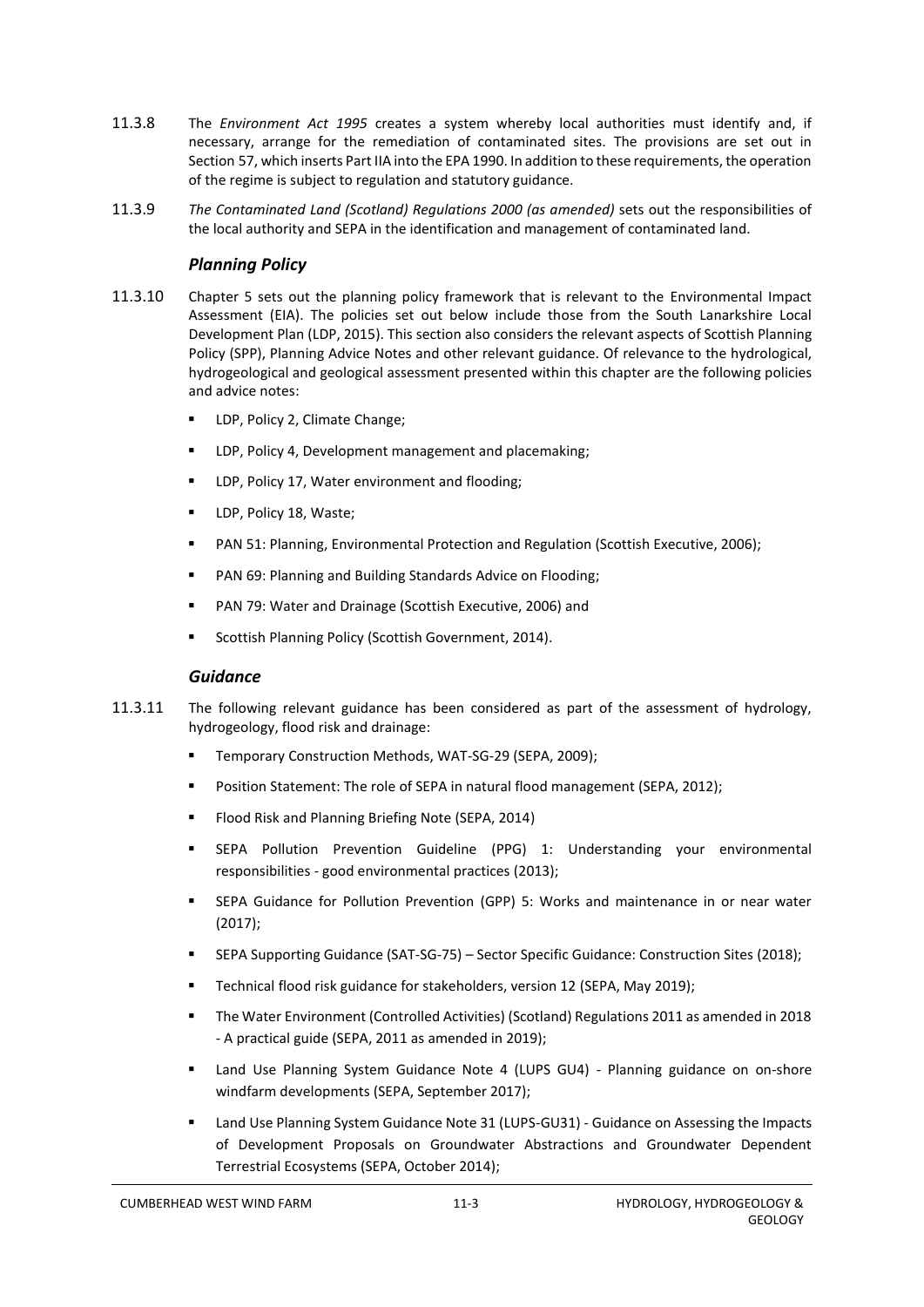11.3.8 The *Environment Act 1995* creates a system whereby local authorities must identify and, if necessary, arrange for the remediation of contaminated sites. The provisions are set out in Section 57, which inserts Part IIA into the EPA 1990. In addition to these requirements, the operation of the regime is subject to regulation and statutory guidance.

11.3.9 *The Contaminated Land (Scotland) Regulations 2000 (as amended)* sets out the responsibilities of the local authority and SEPA in the identification and management of contaminated land.

### *Planning Policy*

11.3.10 Chapter 5 sets out the planning policy framework that is relevant to the Environmental Impact Assessment (EIA). The policies set out below include those from the South Lanarkshire Local Development Plan (LDP, 2015). This section also considers the relevant aspects of Scottish Planning Policy (SPP), Planning Advice Notes and other relevant guidance. Of relevance to the hydrological, hydrogeological and geological assessment presented within this chapter are the following policies and advice notes:

- LDP, Policy 2, Climate Change;
- LDP, Policy 4, Development management and placemaking;
- LDP, Policy 17, Water environment and flooding;
- LDP, Policy 18, Waste;
- PAN 51: Planning, Environmental Protection and Regulation (Scottish Executive, 2006);
- PAN 69: Planning and Building Standards Advice on Flooding;
- PAN 79: Water and Drainage (Scottish Executive, 2006) and
- Scottish Planning Policy (Scottish Government, 2014).

### *Guidance*

11.3.11 The following relevant guidance has been considered as part of the assessment of hydrology, hydrogeology, flood risk and drainage:

- Temporary Construction Methods, WAT-SG-29 (SEPA, 2009);
- Position Statement: The role of SEPA in natural flood management (SEPA, 2012);
- Flood Risk and Planning Briefing Note (SEPA, 2014)
- SEPA Pollution Prevention Guideline (PPG) 1: Understanding your environmental responsibilities - good environmental practices (2013);
- SEPA Guidance for Pollution Prevention (GPP) 5: Works and maintenance in or near water (2017);
- SEPA Supporting Guidance (SAT-SG-75) – Sector Specific Guidance: Construction Sites (2018);
- Technical flood risk guidance for stakeholders, version 12 (SEPA, May 2019);
- The Water Environment (Controlled Activities) (Scotland) Regulations 2011 as amended in 2018 - A practical guide (SEPA, 2011 as amended in 2019);
- Land Use Planning System Guidance Note 4 (LUPS GU4) - Planning guidance on on-shore windfarm developments (SEPA, September 2017);
- Land Use Planning System Guidance Note 31 (LUPS-GU31) - Guidance on Assessing the Impacts of Development Proposals on Groundwater Abstractions and Groundwater Dependent Terrestrial Ecosystems (SEPA, October 2014);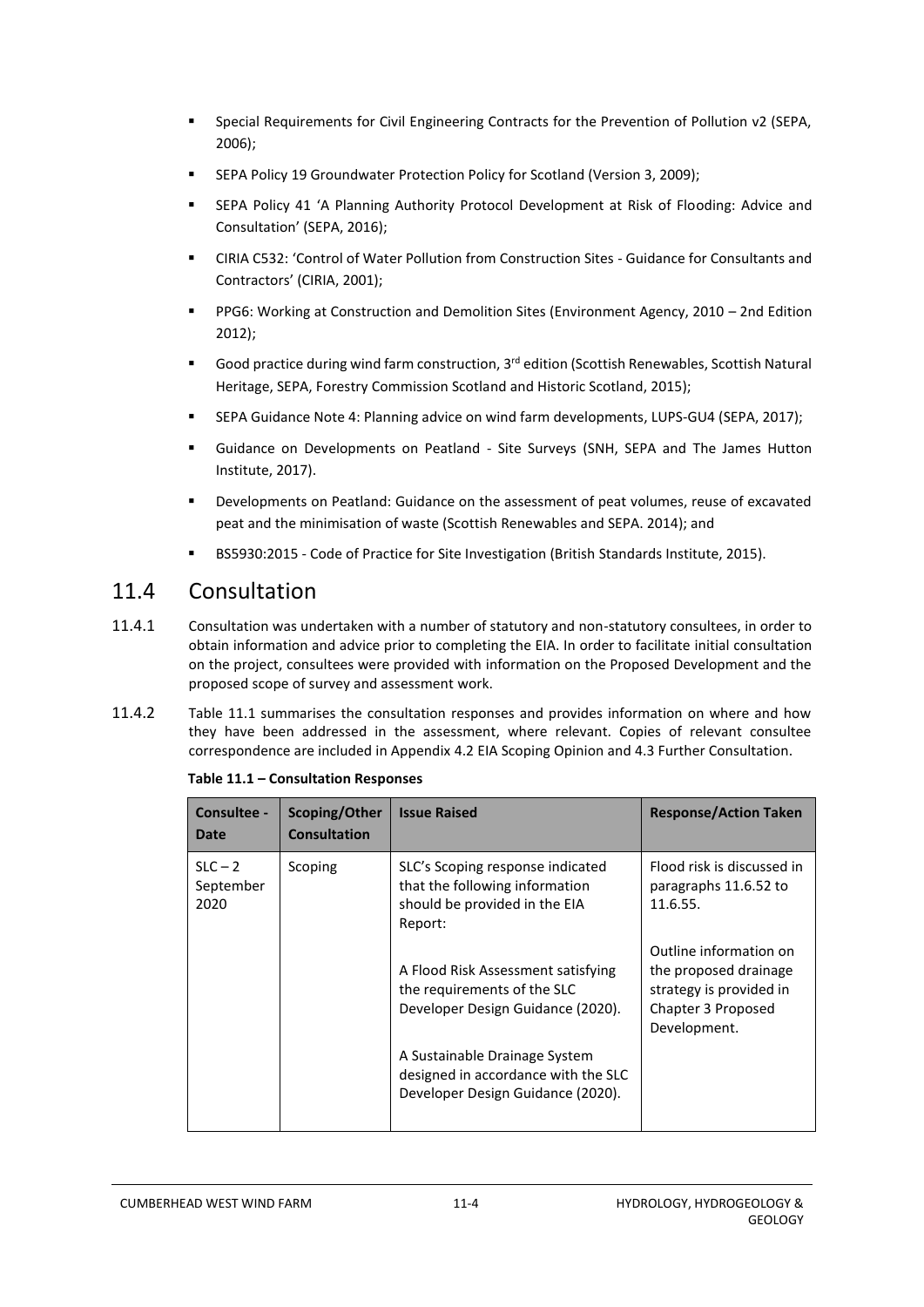- Special Requirements for Civil Engineering Contracts for the Prevention of Pollution v2 (SEPA, 2006);
- SEPA Policy 19 Groundwater Protection Policy for Scotland (Version 3, 2009);
- SEPA Policy 41 'A Planning Authority Protocol Development at Risk of Flooding: Advice and Consultation' (SEPA, 2016);
- CIRIA C532: 'Control of Water Pollution from Construction Sites - Guidance for Consultants and Contractors' (CIRIA, 2001);
- PPG6: Working at Construction and Demolition Sites (Environment Agency, 2010 – 2nd Edition 2012);
- Good practice during wind farm construction, 3rd edition (Scottish Renewables, Scottish Natural Heritage, SEPA, Forestry Commission Scotland and Historic Scotland, 2015);
- SEPA Guidance Note 4: Planning advice on wind farm developments, LUPS-GU4 (SEPA, 2017);
- Guidance on Developments on Peatland - Site Surveys (SNH, SEPA and The James Hutton Institute, 2017).
- Developments on Peatland: Guidance on the assessment of peat volumes, reuse of excavated peat and the minimisation of waste (Scottish Renewables and SEPA. 2014); and
- BS5930:2015 - Code of Practice for Site Investigation (British Standards Institute, 2015).

## 11.4 Consultation

11.4.1 Consultation was undertaken with a number of statutory and non-statutory consultees, in order to obtain information and advice prior to completing the EIA. In order to facilitate initial consultation on the project, consultees were provided with information on the Proposed Development and the proposed scope of survey and assessment work.

11.4.2 Table 11.1 summarises the consultation responses and provides information on where and how they have been addressed in the assessment, where relevant. Copies of relevant consultee correspondence are included in Appendix 4.2 EIA Scoping Opinion and 4.3 Further Consultation.

**Table 11.1 – Consultation Responses**

| Consultee - Date | Scoping/Other Consultation | Issue Raised | Response/Action Taken |
|---|---|---|---|
| SLC – 2 September 2020 | Scoping | SLC's Scoping response indicated that the following information should be provided in the EIA Report:<br><br>A Flood Risk Assessment satisfying the requirements of the SLC Developer Design Guidance (2020).<br><br>A Sustainable Drainage System designed in accordance with the SLC Developer Design Guidance (2020). | Flood risk is discussed in paragraphs 11.6.52 to 11.6.55.<br><br>Outline information on the proposed drainage strategy is provided in Chapter 3 Proposed Development. |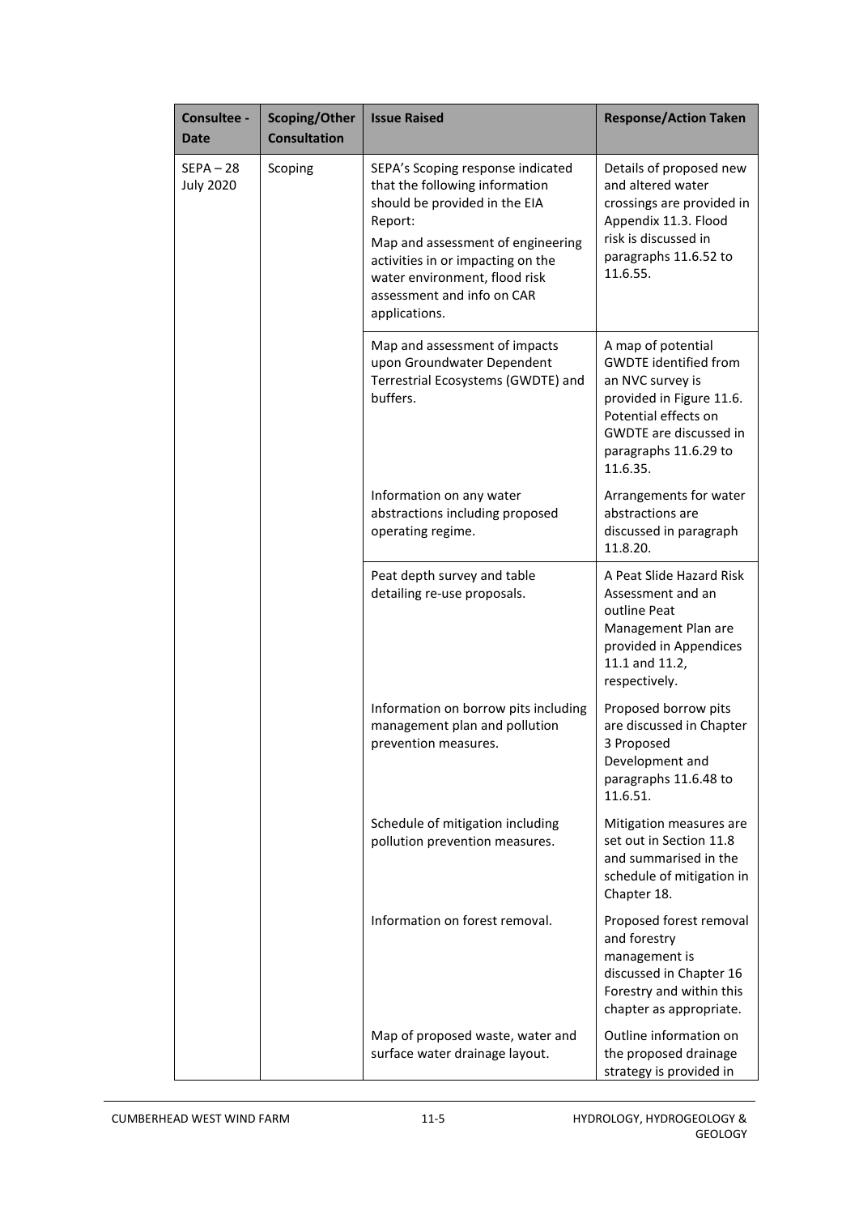| Consultee - Date | Scoping/Other Consultation | Issue Raised | Response/Action Taken |
|---|---|---|---|
| SEPA – 28 July 2020 | Scoping | SEPA's Scoping response indicated that the following information should be provided in the EIA Report: Map and assessment of engineering activities in or impacting on the water environment, flood risk assessment and info on CAR applications. | Details of proposed new and altered water crossings are provided in Appendix 11.3. Flood risk is discussed in paragraphs 11.6.52 to 11.6.55. |
| | | Map and assessment of impacts upon Groundwater Dependent Terrestrial Ecosystems (GWDTE) and buffers. | A map of potential GWDTE identified from an NVC survey is provided in Figure 11.6. Potential effects on GWDTE are discussed in paragraphs 11.6.29 to 11.6.35. |
| | | Information on any water abstractions including proposed operating regime. | Arrangements for water abstractions are discussed in paragraph 11.8.20. |
| | | Peat depth survey and table detailing re-use proposals. | A Peat Slide Hazard Risk Assessment and an outline Peat Management Plan are provided in Appendices 11.1 and 11.2, respectively. |
| | | Information on borrow pits including management plan and pollution prevention measures. | Proposed borrow pits are discussed in Chapter 3 Proposed Development and paragraphs 11.6.48 to 11.6.51. |
| | | Schedule of mitigation including pollution prevention measures. | Mitigation measures are set out in Section 11.8 and summarised in the schedule of mitigation in Chapter 18. |
| | | Information on forest removal. | Proposed forest removal and forestry management is discussed in Chapter 16 Forestry and within this chapter as appropriate. |
| | | Map of proposed waste, water and surface water drainage layout. | Outline information on the proposed drainage strategy is provided in |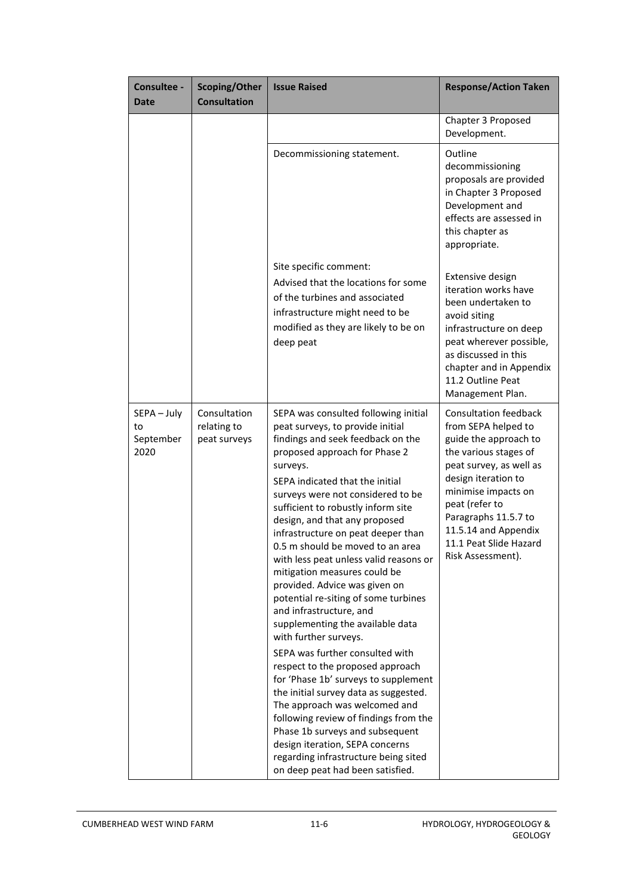| Consultee - Date | Scoping/Other Consultation | Issue Raised | Response/Action Taken |
|---|---|---|---|
| | | | Chapter 3 Proposed Development. |
| | | Decommissioning statement. | Outline decommissioning proposals are provided in Chapter 3 Proposed Development and effects are assessed in this chapter as appropriate. |
| | | Site specific comment:<br>Advised that the locations for some of the turbines and associated infrastructure might need to be modified as they are likely to be on deep peat | Extensive design iteration works have been undertaken to avoid siting infrastructure on deep peat wherever possible, as discussed in this chapter and in Appendix 11.2 Outline Peat Management Plan. |
| SEPA – July to September 2020 | Consultation relating to peat surveys | SEPA was consulted following initial peat surveys, to provide initial findings and seek feedback on the proposed approach for Phase 2 surveys.<br>SEPA indicated that the initial surveys were not considered to be sufficient to robustly inform site design, and that any proposed infrastructure on peat deeper than 0.5 m should be moved to an area with less peat unless valid reasons or mitigation measures could be provided. Advice was given on potential re-siting of some turbines and infrastructure, and supplementing the available data with further surveys.<br>SEPA was further consulted with respect to the proposed approach for 'Phase 1b' surveys to supplement the initial survey data as suggested. The approach was welcomed and following review of findings from the Phase 1b surveys and subsequent design iteration, SEPA concerns regarding infrastructure being sited on deep peat had been satisfied. | Consultation feedback from SEPA helped to guide the approach to the various stages of peat survey, as well as design iteration to minimise impacts on peat (refer to Paragraphs 11.5.7 to 11.5.14 and Appendix 11.1 Peat Slide Hazard Risk Assessment). |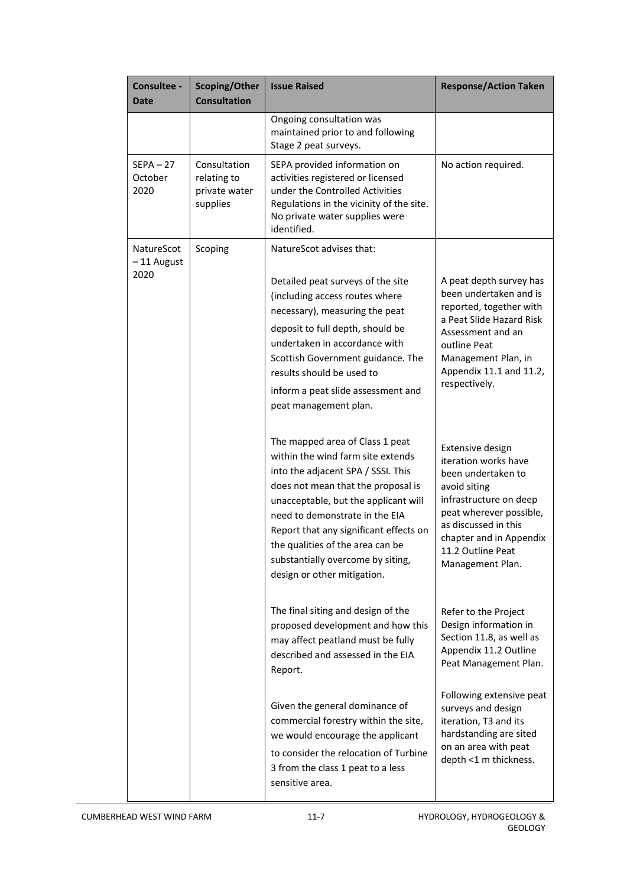| Consultee - Date | Scoping/Other Consultation | Issue Raised | Response/Action Taken |
|---|---|---|---|
| | | Ongoing consultation was maintained prior to and following Stage 2 peat surveys. | |
| SEPA – 27 October 2020 | Consultation relating to private water supplies | SEPA provided information on activities registered or licensed under the Controlled Activities Regulations in the vicinity of the site. No private water supplies were identified. | No action required. |
| NatureScot – 11 August 2020 | Scoping | NatureScot advises that: | |
| | | Detailed peat surveys of the site (including access routes where necessary), measuring the peat deposit to full depth, should be undertaken in accordance with Scottish Government guidance. The results should be used to inform a peat slide assessment and peat management plan. | A peat depth survey has been undertaken and is reported, together with a Peat Slide Hazard Risk Assessment and an outline Peat Management Plan, in Appendix 11.1 and 11.2, respectively. |
| | | The mapped area of Class 1 peat within the wind farm site extends into the adjacent SPA / SSSI. This does not mean that the proposal is unacceptable, but the applicant will need to demonstrate in the EIA Report that any significant effects on the qualities of the area can be substantially overcome by siting, design or other mitigation. | Extensive design iteration works have been undertaken to avoid siting infrastructure on deep peat wherever possible, as discussed in this chapter and in Appendix 11.2 Outline Peat Management Plan. |
| | | The final siting and design of the proposed development and how this may affect peatland must be fully described and assessed in the EIA Report. | Refer to the Project Design information in Section 11.8, as well as Appendix 11.2 Outline Peat Management Plan. |
| | | Given the general dominance of commercial forestry within the site, we would encourage the applicant to consider the relocation of Turbine 3 from the class 1 peat to a less sensitive area. | Following extensive peat surveys and design iteration, T3 and its hardstanding are sited on an area with peat depth <1 m thickness. |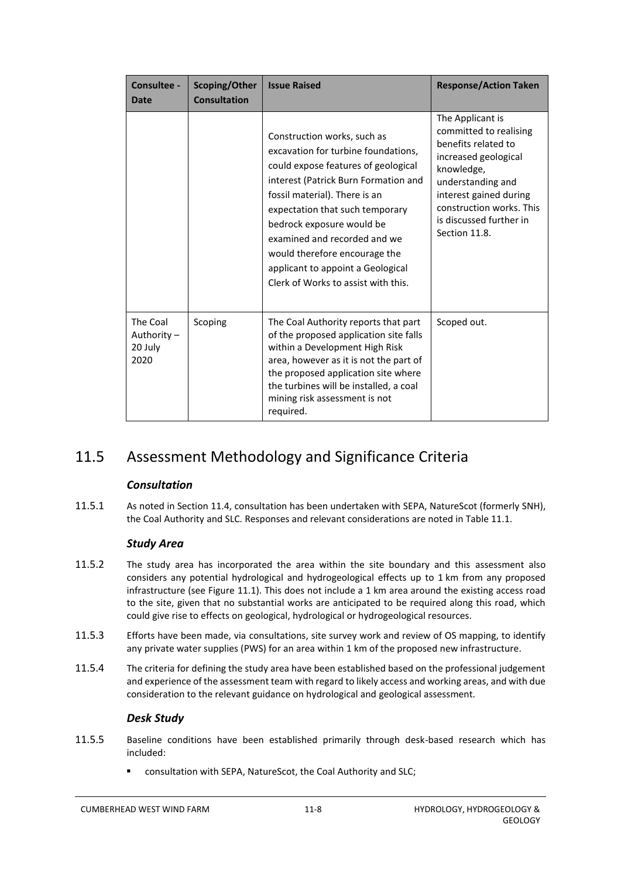| Consultee - Date | Scoping/Other Consultation | Issue Raised | Response/Action Taken |
|---|---|---|---|
| | | Construction works, such as excavation for turbine foundations, could expose features of geological interest (Patrick Burn Formation and fossil material). There is an expectation that such temporary bedrock exposure would be examined and recorded and we would therefore encourage the applicant to appoint a Geological Clerk of Works to assist with this. | The Applicant is committed to realising benefits related to increased geological knowledge, understanding and interest gained during construction works. This is discussed further in Section 11.8. |
| The Coal Authority – 20 July 2020 | Scoping | The Coal Authority reports that part of the proposed application site falls within a Development High Risk area, however as it is not the part of the proposed application site where the turbines will be installed, a coal mining risk assessment is not required. | Scoped out. |

## 11.5 Assessment Methodology and Significance Criteria

### *Consultation*

11.5.1 As noted in Section 11.4, consultation has been undertaken with SEPA, NatureScot (formerly SNH), the Coal Authority and SLC. Responses and relevant considerations are noted in Table 11.1.

### *Study Area*

11.5.2 The study area has incorporated the area within the site boundary and this assessment also considers any potential hydrological and hydrogeological effects up to 1 km from any proposed infrastructure (see Figure 11.1). This does not include a 1 km area around the existing access road to the site, given that no substantial works are anticipated to be required along this road, which could give rise to effects on geological, hydrological or hydrogeological resources.

11.5.3 Efforts have been made, via consultations, site survey work and review of OS mapping, to identify any private water supplies (PWS) for an area within 1 km of the proposed new infrastructure.

11.5.4 The criteria for defining the study area have been established based on the professional judgement and experience of the assessment team with regard to likely access and working areas, and with due consideration to the relevant guidance on hydrological and geological assessment.

### *Desk Study*

11.5.5 Baseline conditions have been established primarily through desk-based research which has included:

- consultation with SEPA, NatureScot, the Coal Authority and SLC;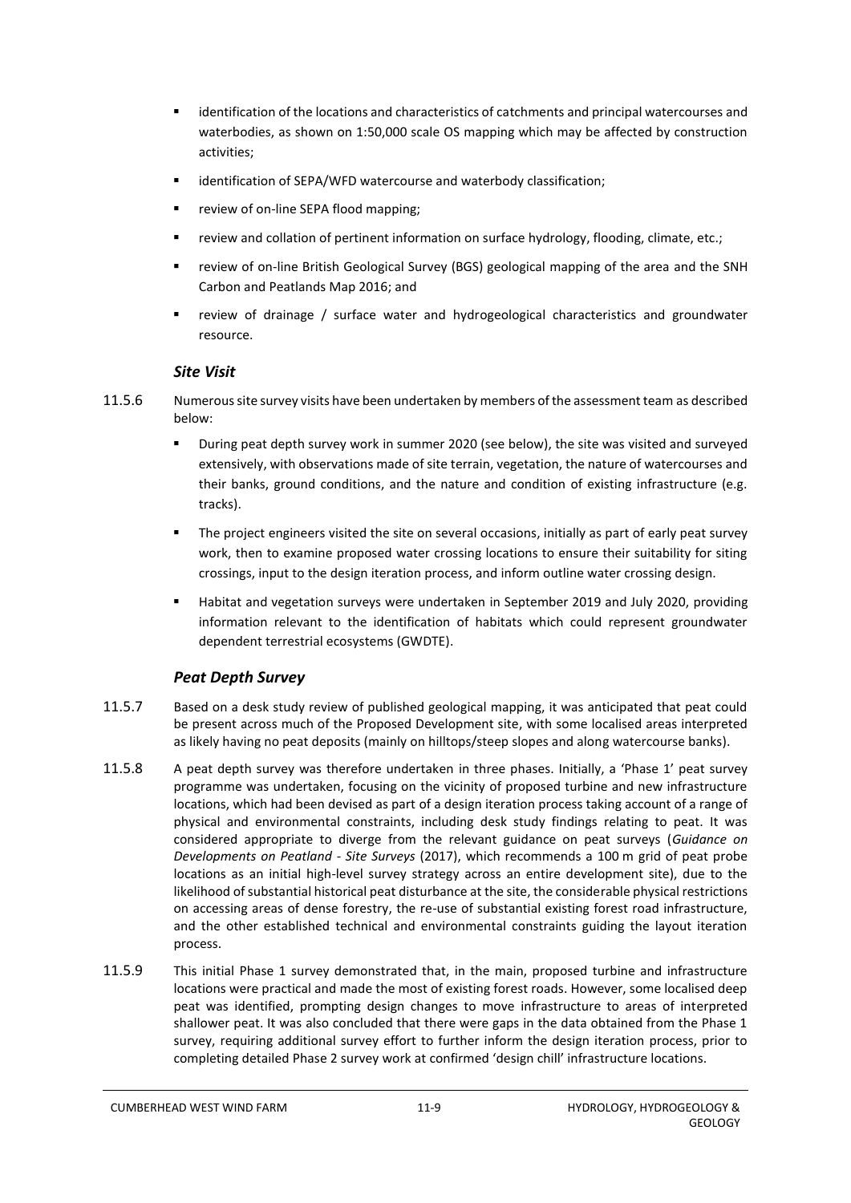- identification of the locations and characteristics of catchments and principal watercourses and waterbodies, as shown on 1:50,000 scale OS mapping which may be affected by construction activities;
- identification of SEPA/WFD watercourse and waterbody classification;
- review of on-line SEPA flood mapping;
- review and collation of pertinent information on surface hydrology, flooding, climate, etc.;
- review of on-line British Geological Survey (BGS) geological mapping of the area and the SNH Carbon and Peatlands Map 2016; and
- review of drainage / surface water and hydrogeological characteristics and groundwater resource.

### *Site Visit*

11.5.6 Numerous site survey visits have been undertaken by members of the assessment team as described below:

- During peat depth survey work in summer 2020 (see below), the site was visited and surveyed extensively, with observations made of site terrain, vegetation, the nature of watercourses and their banks, ground conditions, and the nature and condition of existing infrastructure (e.g. tracks).
- The project engineers visited the site on several occasions, initially as part of early peat survey work, then to examine proposed water crossing locations to ensure their suitability for siting crossings, input to the design iteration process, and inform outline water crossing design.
- Habitat and vegetation surveys were undertaken in September 2019 and July 2020, providing information relevant to the identification of habitats which could represent groundwater dependent terrestrial ecosystems (GWDTE).

### *Peat Depth Survey*

11.5.7 Based on a desk study review of published geological mapping, it was anticipated that peat could be present across much of the Proposed Development site, with some localised areas interpreted as likely having no peat deposits (mainly on hilltops/steep slopes and along watercourse banks).

11.5.8 A peat depth survey was therefore undertaken in three phases. Initially, a 'Phase 1' peat survey programme was undertaken, focusing on the vicinity of proposed turbine and new infrastructure locations, which had been devised as part of a design iteration process taking account of a range of physical and environmental constraints, including desk study findings relating to peat. It was considered appropriate to diverge from the relevant guidance on peat surveys (*Guidance on Developments on Peatland - Site Surveys* (2017), which recommends a 100 m grid of peat probe locations as an initial high-level survey strategy across an entire development site), due to the likelihood of substantial historical peat disturbance at the site, the considerable physical restrictions on accessing areas of dense forestry, the re-use of substantial existing forest road infrastructure, and the other established technical and environmental constraints guiding the layout iteration process.

11.5.9 This initial Phase 1 survey demonstrated that, in the main, proposed turbine and infrastructure locations were practical and made the most of existing forest roads. However, some localised deep peat was identified, prompting design changes to move infrastructure to areas of interpreted shallower peat. It was also concluded that there were gaps in the data obtained from the Phase 1 survey, requiring additional survey effort to further inform the design iteration process, prior to completing detailed Phase 2 survey work at confirmed 'design chill' infrastructure locations.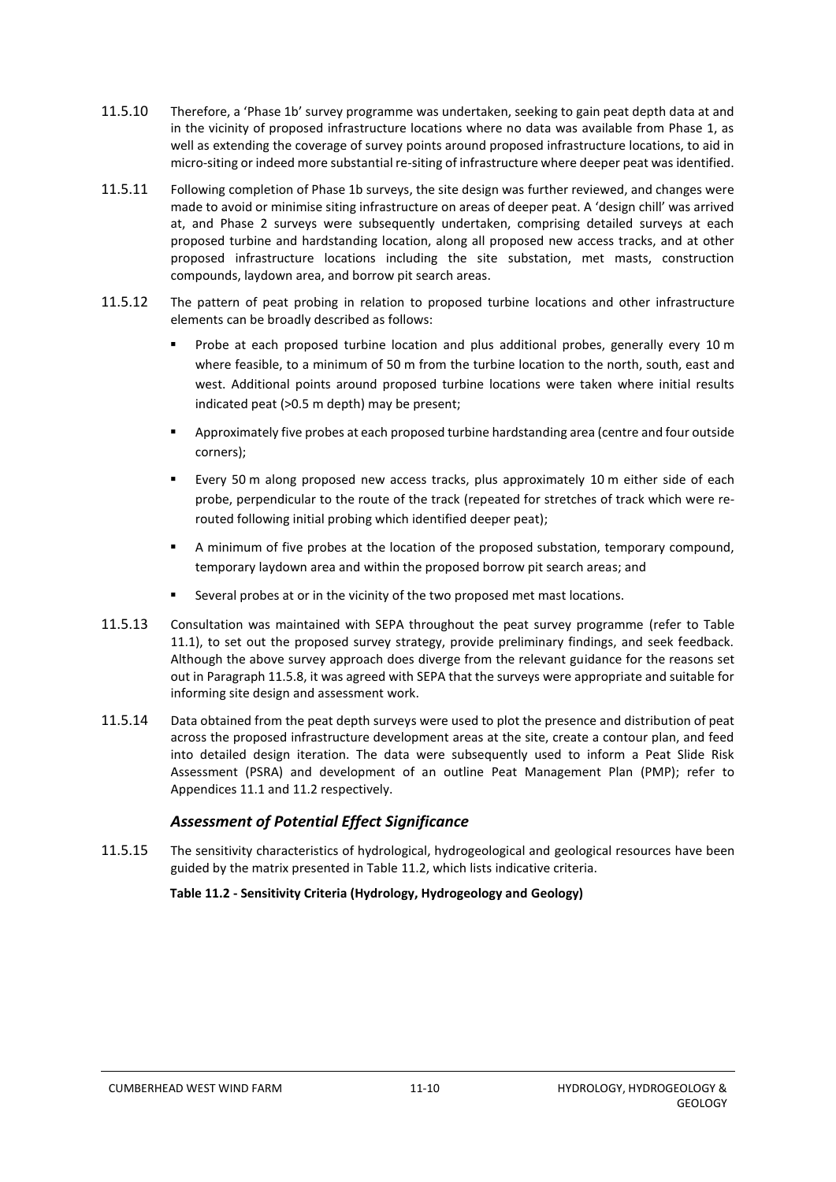11.5.10 Therefore, a 'Phase 1b' survey programme was undertaken, seeking to gain peat depth data at and in the vicinity of proposed infrastructure locations where no data was available from Phase 1, as well as extending the coverage of survey points around proposed infrastructure locations, to aid in micro-siting or indeed more substantial re-siting of infrastructure where deeper peat was identified.

11.5.11 Following completion of Phase 1b surveys, the site design was further reviewed, and changes were made to avoid or minimise siting infrastructure on areas of deeper peat. A 'design chill' was arrived at, and Phase 2 surveys were subsequently undertaken, comprising detailed surveys at each proposed turbine and hardstanding location, along all proposed new access tracks, and at other proposed infrastructure locations including the site substation, met masts, construction compounds, laydown area, and borrow pit search areas.

11.5.12 The pattern of peat probing in relation to proposed turbine locations and other infrastructure elements can be broadly described as follows:

- Probe at each proposed turbine location and plus additional probes, generally every 10 m where feasible, to a minimum of 50 m from the turbine location to the north, south, east and west. Additional points around proposed turbine locations were taken where initial results indicated peat (>0.5 m depth) may be present;
- Approximately five probes at each proposed turbine hardstanding area (centre and four outside corners);
- Every 50 m along proposed new access tracks, plus approximately 10 m either side of each probe, perpendicular to the route of the track (repeated for stretches of track which were re-routed following initial probing which identified deeper peat);
- A minimum of five probes at the location of the proposed substation, temporary compound, temporary laydown area and within the proposed borrow pit search areas; and
- Several probes at or in the vicinity of the two proposed met mast locations.

11.5.13 Consultation was maintained with SEPA throughout the peat survey programme (refer to Table 11.1), to set out the proposed survey strategy, provide preliminary findings, and seek feedback. Although the above survey approach does diverge from the relevant guidance for the reasons set out in Paragraph 11.5.8, it was agreed with SEPA that the surveys were appropriate and suitable for informing site design and assessment work.

11.5.14 Data obtained from the peat depth surveys were used to plot the presence and distribution of peat across the proposed infrastructure development areas at the site, create a contour plan, and feed into detailed design iteration. The data were subsequently used to inform a Peat Slide Risk Assessment (PSRA) and development of an outline Peat Management Plan (PMP); refer to Appendices 11.1 and 11.2 respectively.

### *Assessment of Potential Effect Significance*

11.5.15 The sensitivity characteristics of hydrological, hydrogeological and geological resources have been guided by the matrix presented in Table 11.2, which lists indicative criteria.

**Table 11.2 - Sensitivity Criteria (Hydrology, Hydrogeology and Geology)**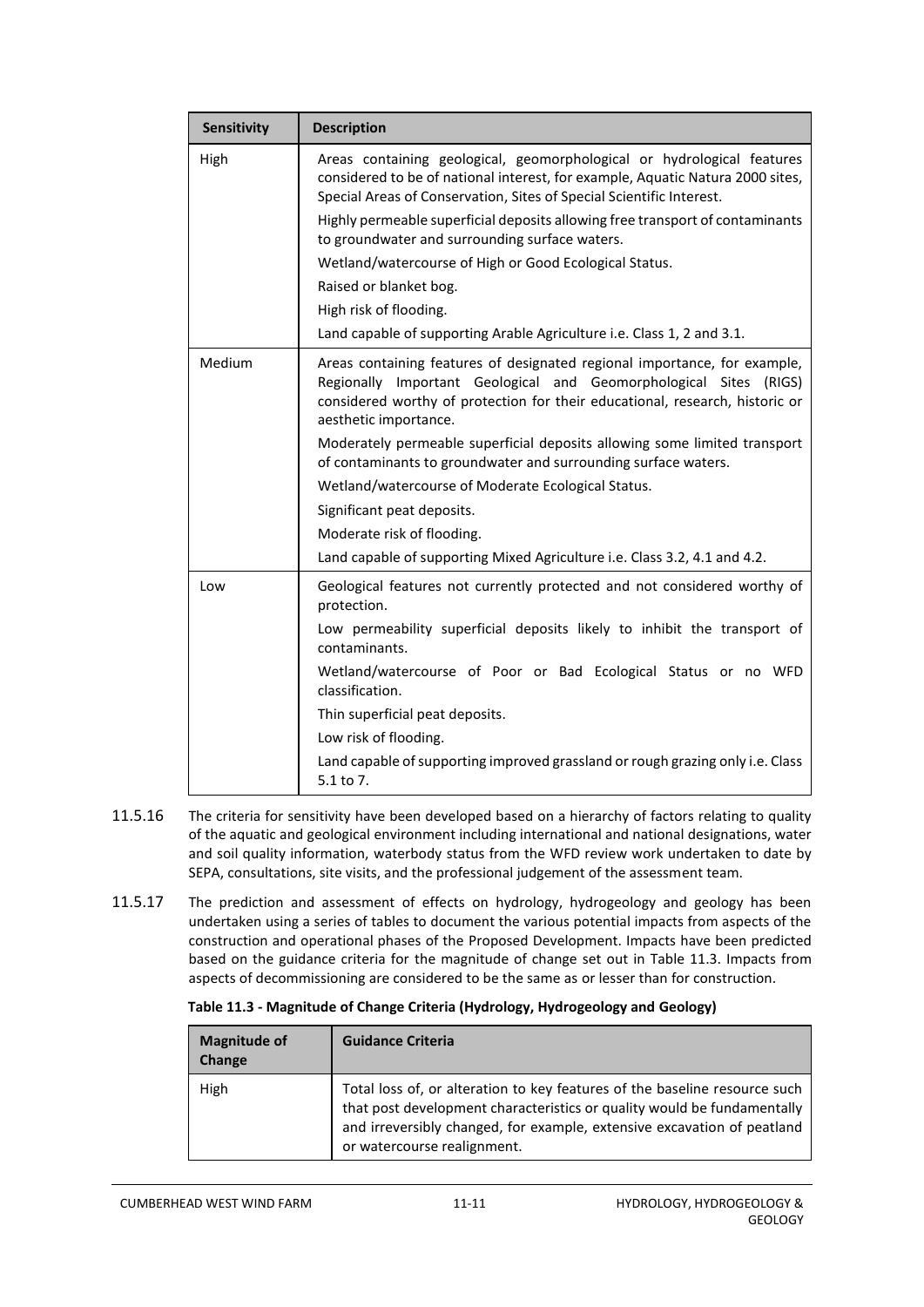| Sensitivity | Description |
|---|---|
| High | Areas containing geological, geomorphological or hydrological features considered to be of national interest, for example, Aquatic Natura 2000 sites, Special Areas of Conservation, Sites of Special Scientific Interest.<br><br>Highly permeable superficial deposits allowing free transport of contaminants to groundwater and surrounding surface waters.<br><br>Wetland/watercourse of High or Good Ecological Status.<br><br>Raised or blanket bog.<br><br>High risk of flooding.<br><br>Land capable of supporting Arable Agriculture i.e. Class 1, 2 and 3.1. |
| Medium | Areas containing features of designated regional importance, for example, Regionally Important Geological and Geomorphological Sites (RIGS) considered worthy of protection for their educational, research, historic or aesthetic importance.<br><br>Moderately permeable superficial deposits allowing some limited transport of contaminants to groundwater and surrounding surface waters.<br><br>Wetland/watercourse of Moderate Ecological Status.<br><br>Significant peat deposits.<br><br>Moderate risk of flooding.<br><br>Land capable of supporting Mixed Agriculture i.e. Class 3.2, 4.1 and 4.2. |
| Low | Geological features not currently protected and not considered worthy of protection.<br><br>Low permeability superficial deposits likely to inhibit the transport of contaminants.<br><br>Wetland/watercourse of Poor or Bad Ecological Status or no WFD classification.<br><br>Thin superficial peat deposits.<br><br>Low risk of flooding.<br><br>Land capable of supporting improved grassland or rough grazing only i.e. Class 5.1 to 7. |

11.5.16 The criteria for sensitivity have been developed based on a hierarchy of factors relating to quality of the aquatic and geological environment including international and national designations, water and soil quality information, waterbody status from the WFD review work undertaken to date by SEPA, consultations, site visits, and the professional judgement of the assessment team.

11.5.17 The prediction and assessment of effects on hydrology, hydrogeology and geology has been undertaken using a series of tables to document the various potential impacts from aspects of the construction and operational phases of the Proposed Development. Impacts have been predicted based on the guidance criteria for the magnitude of change set out in Table 11.3. Impacts from aspects of decommissioning are considered to be the same as or lesser than for construction.

**Table 11.3 - Magnitude of Change Criteria (Hydrology, Hydrogeology and Geology)**

| Magnitude of Change | Guidance Criteria |
|---|---|
| High | Total loss of, or alteration to key features of the baseline resource such that post development characteristics or quality would be fundamentally and irreversibly changed, for example, extensive excavation of peatland or watercourse realignment. |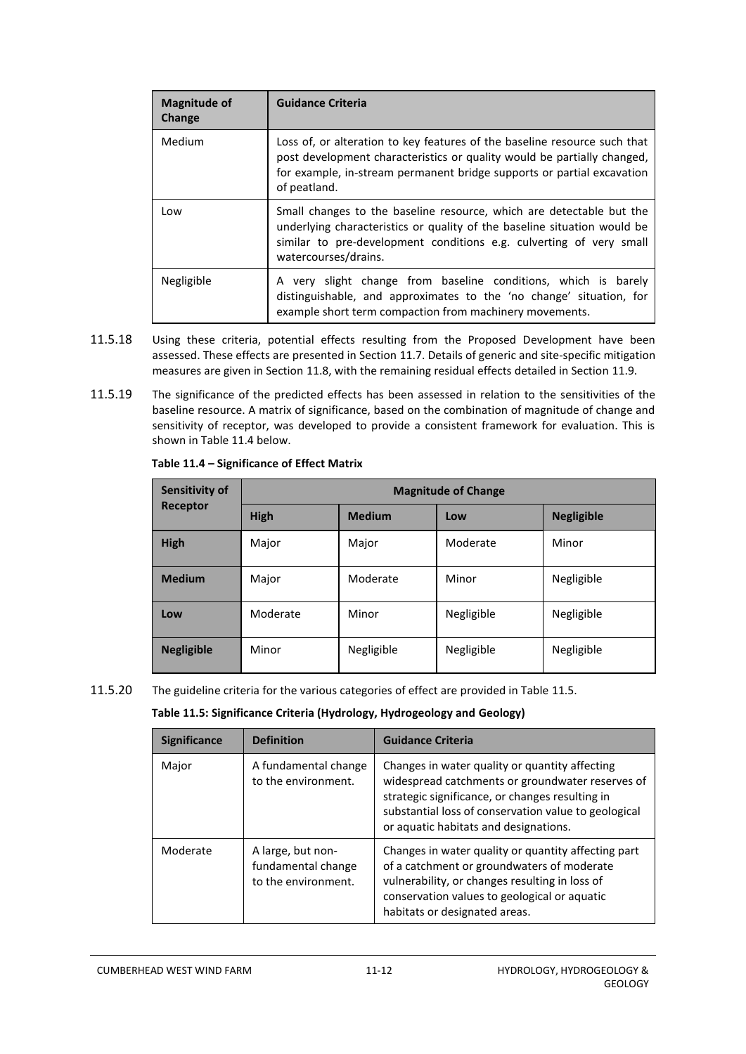| Magnitude of Change | Guidance Criteria |
|---|---|
| Medium | Loss of, or alteration to key features of the baseline resource such that post development characteristics or quality would be partially changed, for example, in-stream permanent bridge supports or partial excavation of peatland. |
| Low | Small changes to the baseline resource, which are detectable but the underlying characteristics or quality of the baseline situation would be similar to pre-development conditions e.g. culverting of very small watercourses/drains. |
| Negligible | A very slight change from baseline conditions, which is barely distinguishable, and approximates to the 'no change' situation, for example short term compaction from machinery movements. |

11.5.18 Using these criteria, potential effects resulting from the Proposed Development have been assessed. These effects are presented in Section 11.7. Details of generic and site-specific mitigation measures are given in Section 11.8, with the remaining residual effects detailed in Section 11.9.

11.5.19 The significance of the predicted effects has been assessed in relation to the sensitivities of the baseline resource. A matrix of significance, based on the combination of magnitude of change and sensitivity of receptor, was developed to provide a consistent framework for evaluation. This is shown in Table 11.4 below.

**Table 11.4 – Significance of Effect Matrix**

| Sensitivity of Receptor | Magnitude of Change | | | |
|---|---|---|---|---|
| | **High** | **Medium** | **Low** | **Negligible** |
| **High** | Major | Major | Moderate | Minor |
| **Medium** | Major | Moderate | Minor | Negligible |
| **Low** | Moderate | Minor | Negligible | Negligible |
| **Negligible** | Minor | Negligible | Negligible | Negligible |

11.5.20 The guideline criteria for the various categories of effect are provided in Table 11.5.

**Table 11.5: Significance Criteria (Hydrology, Hydrogeology and Geology)**

| Significance | Definition | Guidance Criteria |
|---|---|---|
| Major | A fundamental change to the environment. | Changes in water quality or quantity affecting widespread catchments or groundwater reserves of strategic significance, or changes resulting in substantial loss of conservation value to geological or aquatic habitats and designations. |
| Moderate | A large, but non-fundamental change to the environment. | Changes in water quality or quantity affecting part of a catchment or groundwaters of moderate vulnerability, or changes resulting in loss of conservation values to geological or aquatic habitats or designated areas. |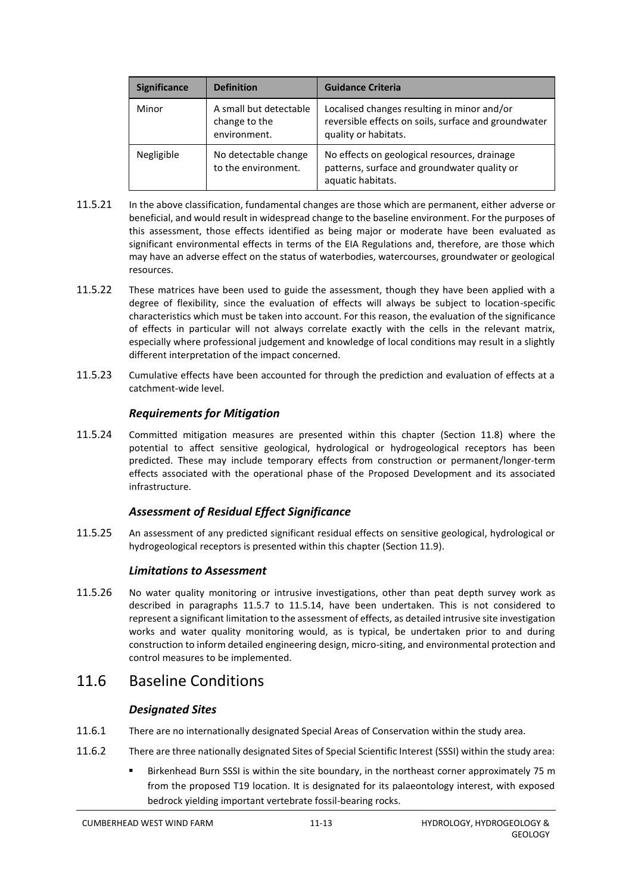| Significance | Definition | Guidance Criteria |
| --- | --- | --- |
| Minor | A small but detectable change to the environment. | Localised changes resulting in minor and/or reversible effects on soils, surface and groundwater quality or habitats. |
| Negligible | No detectable change to the environment. | No effects on geological resources, drainage patterns, surface and groundwater quality or aquatic habitats. |

11.5.21 In the above classification, fundamental changes are those which are permanent, either adverse or beneficial, and would result in widespread change to the baseline environment. For the purposes of this assessment, those effects identified as being major or moderate have been evaluated as significant environmental effects in terms of the EIA Regulations and, therefore, are those which may have an adverse effect on the status of waterbodies, watercourses, groundwater or geological resources.

11.5.22 These matrices have been used to guide the assessment, though they have been applied with a degree of flexibility, since the evaluation of effects will always be subject to location-specific characteristics which must be taken into account. For this reason, the evaluation of the significance of effects in particular will not always correlate exactly with the cells in the relevant matrix, especially where professional judgement and knowledge of local conditions may result in a slightly different interpretation of the impact concerned.

11.5.23 Cumulative effects have been accounted for through the prediction and evaluation of effects at a catchment-wide level.

### *Requirements for Mitigation*

11.5.24 Committed mitigation measures are presented within this chapter (Section 11.8) where the potential to affect sensitive geological, hydrological or hydrogeological receptors has been predicted. These may include temporary effects from construction or permanent/longer-term effects associated with the operational phase of the Proposed Development and its associated infrastructure.

### *Assessment of Residual Effect Significance*

11.5.25 An assessment of any predicted significant residual effects on sensitive geological, hydrological or hydrogeological receptors is presented within this chapter (Section 11.9).

### *Limitations to Assessment*

11.5.26 No water quality monitoring or intrusive investigations, other than peat depth survey work as described in paragraphs 11.5.7 to 11.5.14, have been undertaken. This is not considered to represent a significant limitation to the assessment of effects, as detailed intrusive site investigation works and water quality monitoring would, as is typical, be undertaken prior to and during construction to inform detailed engineering design, micro-siting, and environmental protection and control measures to be implemented.

## 11.6 Baseline Conditions

### *Designated Sites*

11.6.1 There are no internationally designated Special Areas of Conservation within the study area.

11.6.2 There are three nationally designated Sites of Special Scientific Interest (SSSI) within the study area:

- Birkenhead Burn SSSI is within the site boundary, in the northeast corner approximately 75 m from the proposed T19 location. It is designated for its palaeontology interest, with exposed bedrock yielding important vertebrate fossil-bearing rocks.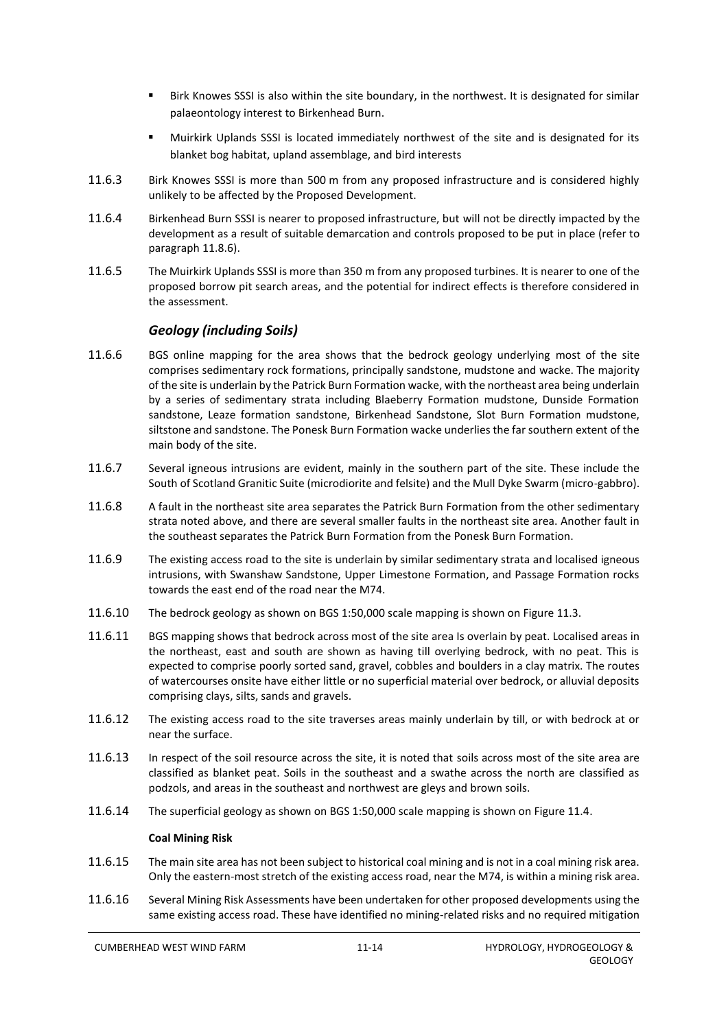- Birk Knowes SSSI is also within the site boundary, in the northwest. It is designated for similar palaeontology interest to Birkenhead Burn.
- Muirkirk Uplands SSSI is located immediately northwest of the site and is designated for its blanket bog habitat, upland assemblage, and bird interests

11.6.3 Birk Knowes SSSI is more than 500 m from any proposed infrastructure and is considered highly unlikely to be affected by the Proposed Development.

11.6.4 Birkenhead Burn SSSI is nearer to proposed infrastructure, but will not be directly impacted by the development as a result of suitable demarcation and controls proposed to be put in place (refer to paragraph 11.8.6).

11.6.5 The Muirkirk Uplands SSSI is more than 350 m from any proposed turbines. It is nearer to one of the proposed borrow pit search areas, and the potential for indirect effects is therefore considered in the assessment.

### *Geology (including Soils)*

11.6.6 BGS online mapping for the area shows that the bedrock geology underlying most of the site comprises sedimentary rock formations, principally sandstone, mudstone and wacke. The majority of the site is underlain by the Patrick Burn Formation wacke, with the northeast area being underlain by a series of sedimentary strata including Blaeberry Formation mudstone, Dunside Formation sandstone, Leaze formation sandstone, Birkenhead Sandstone, Slot Burn Formation mudstone, siltstone and sandstone. The Ponesk Burn Formation wacke underlies the far southern extent of the main body of the site.

11.6.7 Several igneous intrusions are evident, mainly in the southern part of the site. These include the South of Scotland Granitic Suite (microdiorite and felsite) and the Mull Dyke Swarm (micro-gabbro).

11.6.8 A fault in the northeast site area separates the Patrick Burn Formation from the other sedimentary strata noted above, and there are several smaller faults in the northeast site area. Another fault in the southeast separates the Patrick Burn Formation from the Ponesk Burn Formation.

11.6.9 The existing access road to the site is underlain by similar sedimentary strata and localised igneous intrusions, with Swanshaw Sandstone, Upper Limestone Formation, and Passage Formation rocks towards the east end of the road near the M74.

11.6.10 The bedrock geology as shown on BGS 1:50,000 scale mapping is shown on Figure 11.3.

11.6.11 BGS mapping shows that bedrock across most of the site area Is overlain by peat. Localised areas in the northeast, east and south are shown as having till overlying bedrock, with no peat. This is expected to comprise poorly sorted sand, gravel, cobbles and boulders in a clay matrix. The routes of watercourses onsite have either little or no superficial material over bedrock, or alluvial deposits comprising clays, silts, sands and gravels.

11.6.12 The existing access road to the site traverses areas mainly underlain by till, or with bedrock at or near the surface.

11.6.13 In respect of the soil resource across the site, it is noted that soils across most of the site area are classified as blanket peat. Soils in the southeast and a swathe across the north are classified as podzols, and areas in the southeast and northwest are gleys and brown soils.

11.6.14 The superficial geology as shown on BGS 1:50,000 scale mapping is shown on Figure 11.4.

**Coal Mining Risk**

11.6.15 The main site area has not been subject to historical coal mining and is not in a coal mining risk area. Only the eastern-most stretch of the existing access road, near the M74, is within a mining risk area.

11.6.16 Several Mining Risk Assessments have been undertaken for other proposed developments using the same existing access road. These have identified no mining-related risks and no required mitigation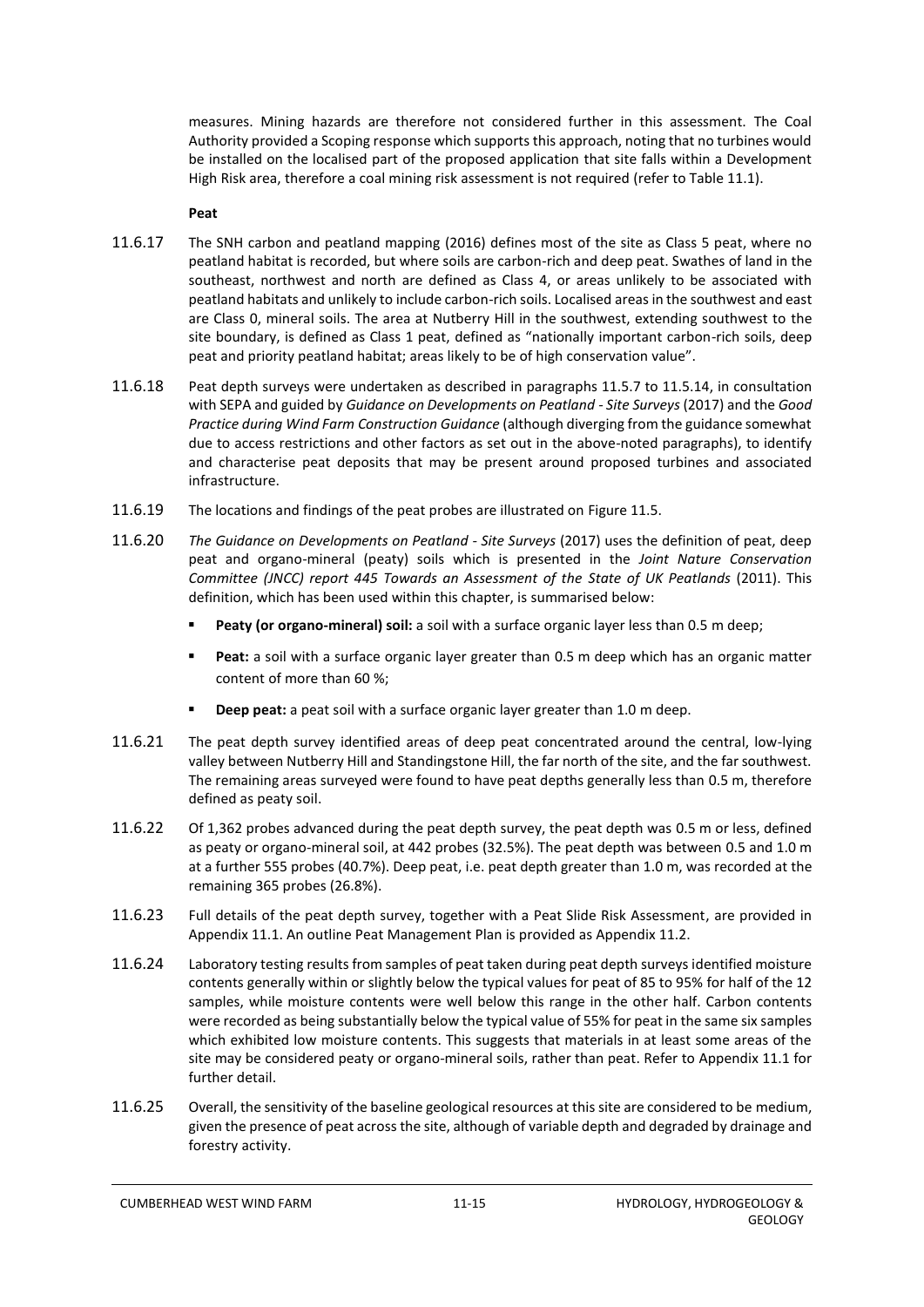measures. Mining hazards are therefore not considered further in this assessment. The Coal Authority provided a Scoping response which supports this approach, noting that no turbines would be installed on the localised part of the proposed application that site falls within a Development High Risk area, therefore a coal mining risk assessment is not required (refer to Table 11.1).

**Peat**

11.6.17 The SNH carbon and peatland mapping (2016) defines most of the site as Class 5 peat, where no peatland habitat is recorded, but where soils are carbon-rich and deep peat. Swathes of land in the southeast, northwest and north are defined as Class 4, or areas unlikely to be associated with peatland habitats and unlikely to include carbon-rich soils. Localised areas in the southwest and east are Class 0, mineral soils. The area at Nutberry Hill in the southwest, extending southwest to the site boundary, is defined as Class 1 peat, defined as "nationally important carbon-rich soils, deep peat and priority peatland habitat; areas likely to be of high conservation value".

11.6.18 Peat depth surveys were undertaken as described in paragraphs 11.5.7 to 11.5.14, in consultation with SEPA and guided by *Guidance on Developments on Peatland - Site Surveys* (2017) and the *Good Practice during Wind Farm Construction Guidance* (although diverging from the guidance somewhat due to access restrictions and other factors as set out in the above-noted paragraphs), to identify and characterise peat deposits that may be present around proposed turbines and associated infrastructure.

11.6.19 The locations and findings of the peat probes are illustrated on Figure 11.5.

11.6.20 *The Guidance on Developments on Peatland - Site Surveys* (2017) uses the definition of peat, deep peat and organo-mineral (peaty) soils which is presented in the *Joint Nature Conservation Committee (JNCC) report 445 Towards an Assessment of the State of UK Peatlands* (2011). This definition, which has been used within this chapter, is summarised below:

- **Peaty (or organo-mineral) soil:** a soil with a surface organic layer less than 0.5 m deep;
- **Peat:** a soil with a surface organic layer greater than 0.5 m deep which has an organic matter content of more than 60 %;
- **Deep peat:** a peat soil with a surface organic layer greater than 1.0 m deep.

11.6.21 The peat depth survey identified areas of deep peat concentrated around the central, low-lying valley between Nutberry Hill and Standingstone Hill, the far north of the site, and the far southwest. The remaining areas surveyed were found to have peat depths generally less than 0.5 m, therefore defined as peaty soil.

11.6.22 Of 1,362 probes advanced during the peat depth survey, the peat depth was 0.5 m or less, defined as peaty or organo-mineral soil, at 442 probes (32.5%). The peat depth was between 0.5 and 1.0 m at a further 555 probes (40.7%). Deep peat, i.e. peat depth greater than 1.0 m, was recorded at the remaining 365 probes (26.8%).

11.6.23 Full details of the peat depth survey, together with a Peat Slide Risk Assessment, are provided in Appendix 11.1. An outline Peat Management Plan is provided as Appendix 11.2.

11.6.24 Laboratory testing results from samples of peat taken during peat depth surveys identified moisture contents generally within or slightly below the typical values for peat of 85 to 95% for half of the 12 samples, while moisture contents were well below this range in the other half. Carbon contents were recorded as being substantially below the typical value of 55% for peat in the same six samples which exhibited low moisture contents. This suggests that materials in at least some areas of the site may be considered peaty or organo-mineral soils, rather than peat. Refer to Appendix 11.1 for further detail.

11.6.25 Overall, the sensitivity of the baseline geological resources at this site are considered to be medium, given the presence of peat across the site, although of variable depth and degraded by drainage and forestry activity.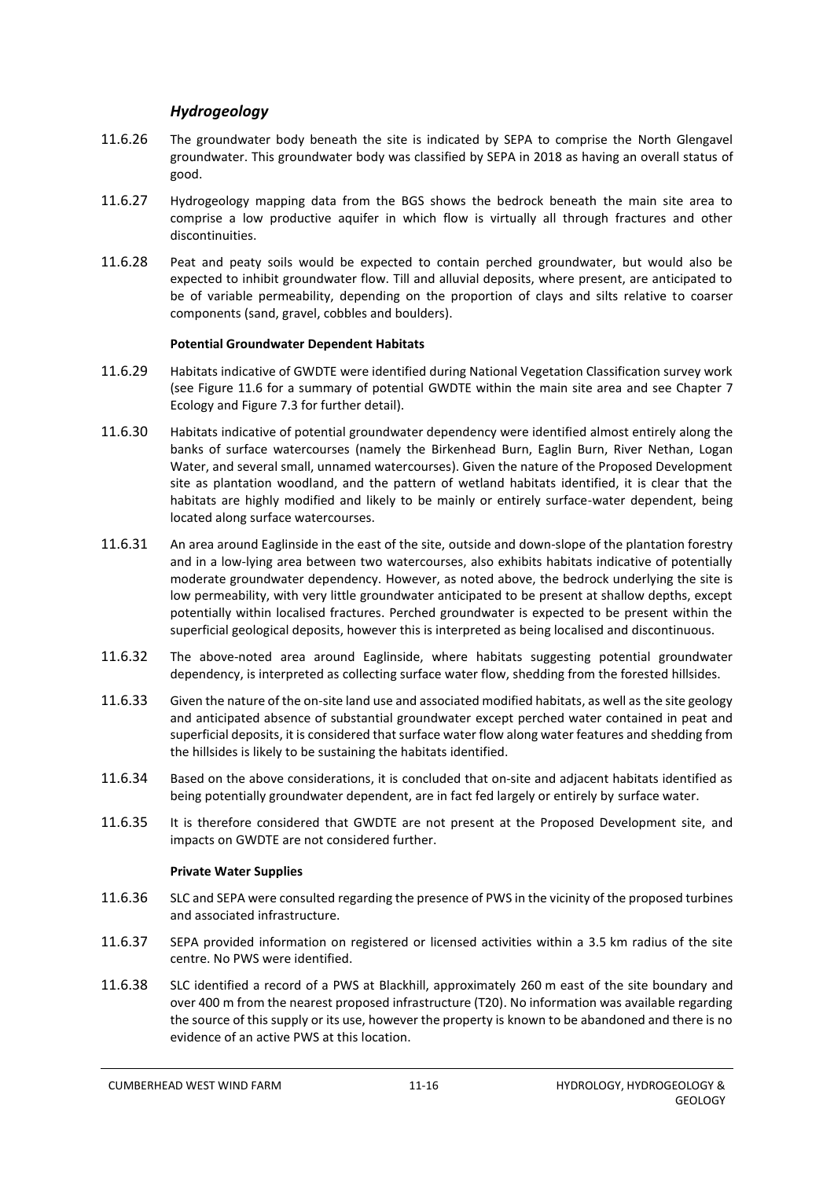### *Hydrogeology*

11.6.26 The groundwater body beneath the site is indicated by SEPA to comprise the North Glengavel groundwater. This groundwater body was classified by SEPA in 2018 as having an overall status of good.

11.6.27 Hydrogeology mapping data from the BGS shows the bedrock beneath the main site area to comprise a low productive aquifer in which flow is virtually all through fractures and other discontinuities.

11.6.28 Peat and peaty soils would be expected to contain perched groundwater, but would also be expected to inhibit groundwater flow. Till and alluvial deposits, where present, are anticipated to be of variable permeability, depending on the proportion of clays and silts relative to coarser components (sand, gravel, cobbles and boulders).

**Potential Groundwater Dependent Habitats**

11.6.29 Habitats indicative of GWDTE were identified during National Vegetation Classification survey work (see Figure 11.6 for a summary of potential GWDTE within the main site area and see Chapter 7 Ecology and Figure 7.3 for further detail).

11.6.30 Habitats indicative of potential groundwater dependency were identified almost entirely along the banks of surface watercourses (namely the Birkenhead Burn, Eaglin Burn, River Nethan, Logan Water, and several small, unnamed watercourses). Given the nature of the Proposed Development site as plantation woodland, and the pattern of wetland habitats identified, it is clear that the habitats are highly modified and likely to be mainly or entirely surface-water dependent, being located along surface watercourses.

11.6.31 An area around Eaglinside in the east of the site, outside and down-slope of the plantation forestry and in a low-lying area between two watercourses, also exhibits habitats indicative of potentially moderate groundwater dependency. However, as noted above, the bedrock underlying the site is low permeability, with very little groundwater anticipated to be present at shallow depths, except potentially within localised fractures. Perched groundwater is expected to be present within the superficial geological deposits, however this is interpreted as being localised and discontinuous.

11.6.32 The above-noted area around Eaglinside, where habitats suggesting potential groundwater dependency, is interpreted as collecting surface water flow, shedding from the forested hillsides.

11.6.33 Given the nature of the on-site land use and associated modified habitats, as well as the site geology and anticipated absence of substantial groundwater except perched water contained in peat and superficial deposits, it is considered that surface water flow along water features and shedding from the hillsides is likely to be sustaining the habitats identified.

11.6.34 Based on the above considerations, it is concluded that on-site and adjacent habitats identified as being potentially groundwater dependent, are in fact fed largely or entirely by surface water.

11.6.35 It is therefore considered that GWDTE are not present at the Proposed Development site, and impacts on GWDTE are not considered further.

**Private Water Supplies**

11.6.36 SLC and SEPA were consulted regarding the presence of PWS in the vicinity of the proposed turbines and associated infrastructure.

11.6.37 SEPA provided information on registered or licensed activities within a 3.5 km radius of the site centre. No PWS were identified.

11.6.38 SLC identified a record of a PWS at Blackhill, approximately 260 m east of the site boundary and over 400 m from the nearest proposed infrastructure (T20). No information was available regarding the source of this supply or its use, however the property is known to be abandoned and there is no evidence of an active PWS at this location.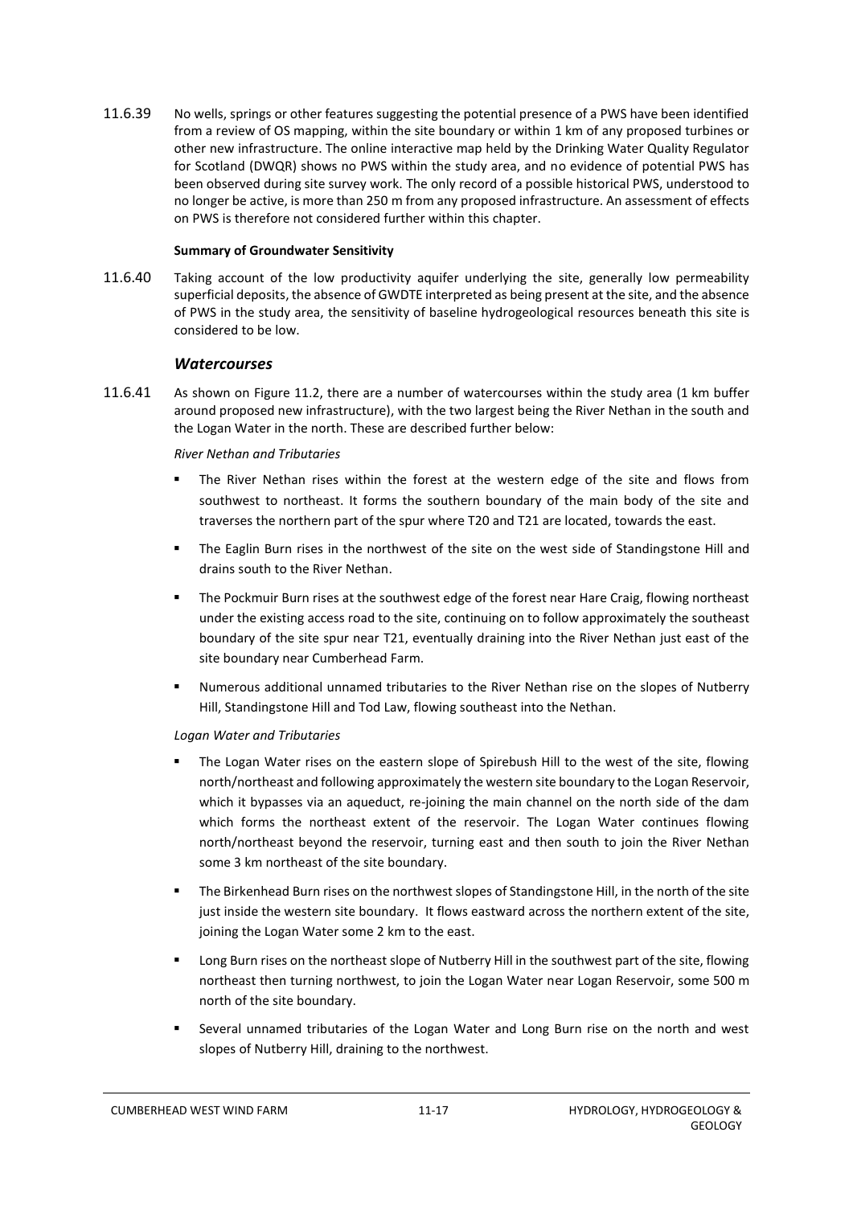11.6.39 No wells, springs or other features suggesting the potential presence of a PWS have been identified from a review of OS mapping, within the site boundary or within 1 km of any proposed turbines or other new infrastructure. The online interactive map held by the Drinking Water Quality Regulator for Scotland (DWQR) shows no PWS within the study area, and no evidence of potential PWS has been observed during site survey work. The only record of a possible historical PWS, understood to no longer be active, is more than 250 m from any proposed infrastructure. An assessment of effects on PWS is therefore not considered further within this chapter.

**Summary of Groundwater Sensitivity**

11.6.40 Taking account of the low productivity aquifer underlying the site, generally low permeability superficial deposits, the absence of GWDTE interpreted as being present at the site, and the absence of PWS in the study area, the sensitivity of baseline hydrogeological resources beneath this site is considered to be low.

### *Watercourses*

11.6.41 As shown on Figure 11.2, there are a number of watercourses within the study area (1 km buffer around proposed new infrastructure), with the two largest being the River Nethan in the south and the Logan Water in the north. These are described further below:

*River Nethan and Tributaries*

- The River Nethan rises within the forest at the western edge of the site and flows from southwest to northeast. It forms the southern boundary of the main body of the site and traverses the northern part of the spur where T20 and T21 are located, towards the east.
- The Eaglin Burn rises in the northwest of the site on the west side of Standingstone Hill and drains south to the River Nethan.
- The Pockmuir Burn rises at the southwest edge of the forest near Hare Craig, flowing northeast under the existing access road to the site, continuing on to follow approximately the southeast boundary of the site spur near T21, eventually draining into the River Nethan just east of the site boundary near Cumberhead Farm.
- Numerous additional unnamed tributaries to the River Nethan rise on the slopes of Nutberry Hill, Standingstone Hill and Tod Law, flowing southeast into the Nethan.

*Logan Water and Tributaries*

- The Logan Water rises on the eastern slope of Spirebush Hill to the west of the site, flowing north/northeast and following approximately the western site boundary to the Logan Reservoir, which it bypasses via an aqueduct, re-joining the main channel on the north side of the dam which forms the northeast extent of the reservoir. The Logan Water continues flowing north/northeast beyond the reservoir, turning east and then south to join the River Nethan some 3 km northeast of the site boundary.
- The Birkenhead Burn rises on the northwest slopes of Standingstone Hill, in the north of the site just inside the western site boundary. It flows eastward across the northern extent of the site, joining the Logan Water some 2 km to the east.
- Long Burn rises on the northeast slope of Nutberry Hill in the southwest part of the site, flowing northeast then turning northwest, to join the Logan Water near Logan Reservoir, some 500 m north of the site boundary.
- Several unnamed tributaries of the Logan Water and Long Burn rise on the north and west slopes of Nutberry Hill, draining to the northwest.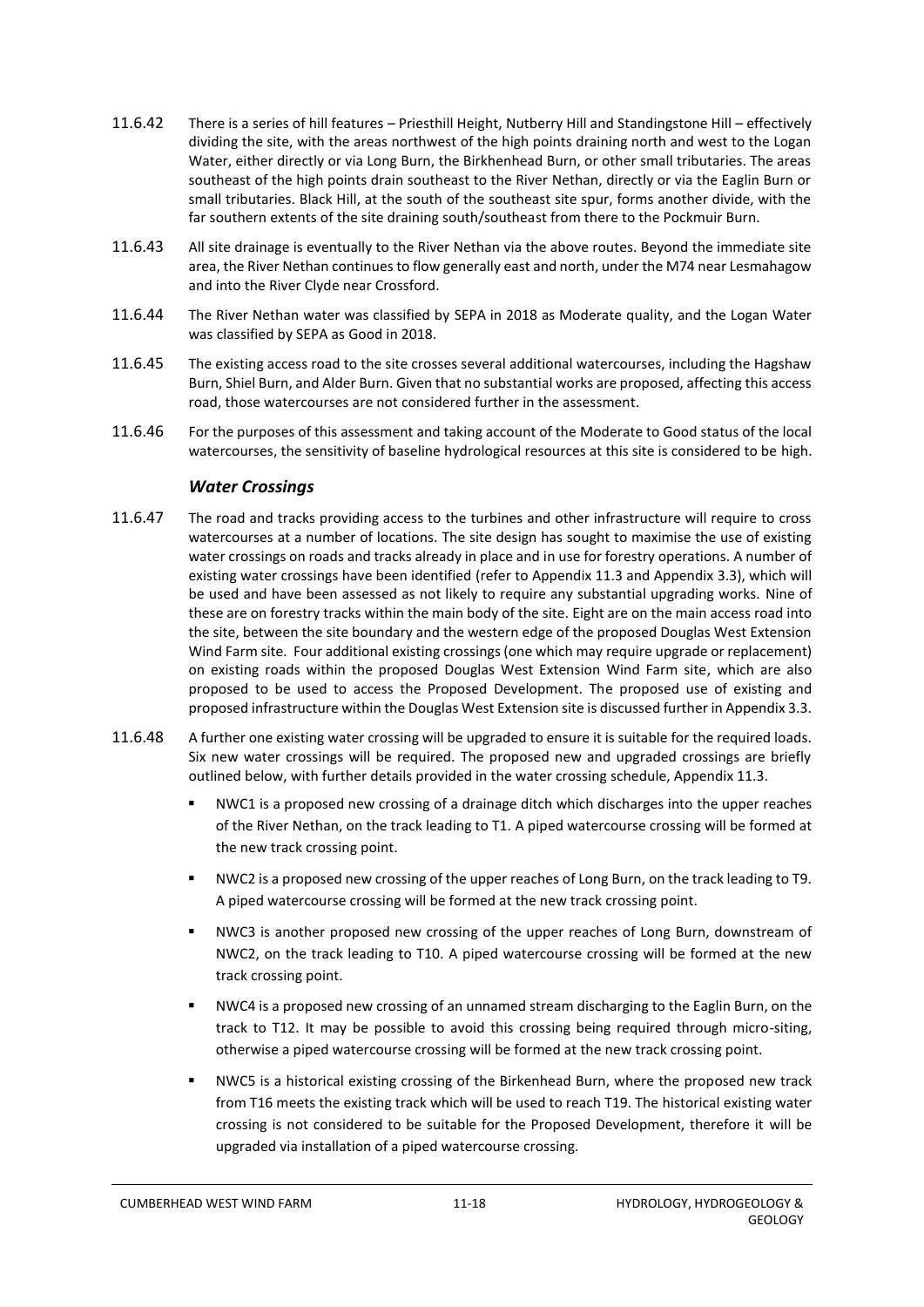11.6.42 There is a series of hill features – Priesthill Height, Nutberry Hill and Standingstone Hill – effectively dividing the site, with the areas northwest of the high points draining north and west to the Logan Water, either directly or via Long Burn, the Birkhenhead Burn, or other small tributaries. The areas southeast of the high points drain southeast to the River Nethan, directly or via the Eaglin Burn or small tributaries. Black Hill, at the south of the southeast site spur, forms another divide, with the far southern extents of the site draining south/southeast from there to the Pockmuir Burn.

11.6.43 All site drainage is eventually to the River Nethan via the above routes. Beyond the immediate site area, the River Nethan continues to flow generally east and north, under the M74 near Lesmahagow and into the River Clyde near Crossford.

11.6.44 The River Nethan water was classified by SEPA in 2018 as Moderate quality, and the Logan Water was classified by SEPA as Good in 2018.

11.6.45 The existing access road to the site crosses several additional watercourses, including the Hagshaw Burn, Shiel Burn, and Alder Burn. Given that no substantial works are proposed, affecting this access road, those watercourses are not considered further in the assessment.

11.6.46 For the purposes of this assessment and taking account of the Moderate to Good status of the local watercourses, the sensitivity of baseline hydrological resources at this site is considered to be high.

### *Water Crossings*

11.6.47 The road and tracks providing access to the turbines and other infrastructure will require to cross watercourses at a number of locations. The site design has sought to maximise the use of existing water crossings on roads and tracks already in place and in use for forestry operations. A number of existing water crossings have been identified (refer to Appendix 11.3 and Appendix 3.3), which will be used and have been assessed as not likely to require any substantial upgrading works. Nine of these are on forestry tracks within the main body of the site. Eight are on the main access road into the site, between the site boundary and the western edge of the proposed Douglas West Extension Wind Farm site. Four additional existing crossings (one which may require upgrade or replacement) on existing roads within the proposed Douglas West Extension Wind Farm site, which are also proposed to be used to access the Proposed Development. The proposed use of existing and proposed infrastructure within the Douglas West Extension site is discussed further in Appendix 3.3.

11.6.48 A further one existing water crossing will be upgraded to ensure it is suitable for the required loads. Six new water crossings will be required. The proposed new and upgraded crossings are briefly outlined below, with further details provided in the water crossing schedule, Appendix 11.3.

- NWC1 is a proposed new crossing of a drainage ditch which discharges into the upper reaches of the River Nethan, on the track leading to T1. A piped watercourse crossing will be formed at the new track crossing point.
- NWC2 is a proposed new crossing of the upper reaches of Long Burn, on the track leading to T9. A piped watercourse crossing will be formed at the new track crossing point.
- NWC3 is another proposed new crossing of the upper reaches of Long Burn, downstream of NWC2, on the track leading to T10. A piped watercourse crossing will be formed at the new track crossing point.
- NWC4 is a proposed new crossing of an unnamed stream discharging to the Eaglin Burn, on the track to T12. It may be possible to avoid this crossing being required through micro-siting, otherwise a piped watercourse crossing will be formed at the new track crossing point.
- NWC5 is a historical existing crossing of the Birkenhead Burn, where the proposed new track from T16 meets the existing track which will be used to reach T19. The historical existing water crossing is not considered to be suitable for the Proposed Development, therefore it will be upgraded via installation of a piped watercourse crossing.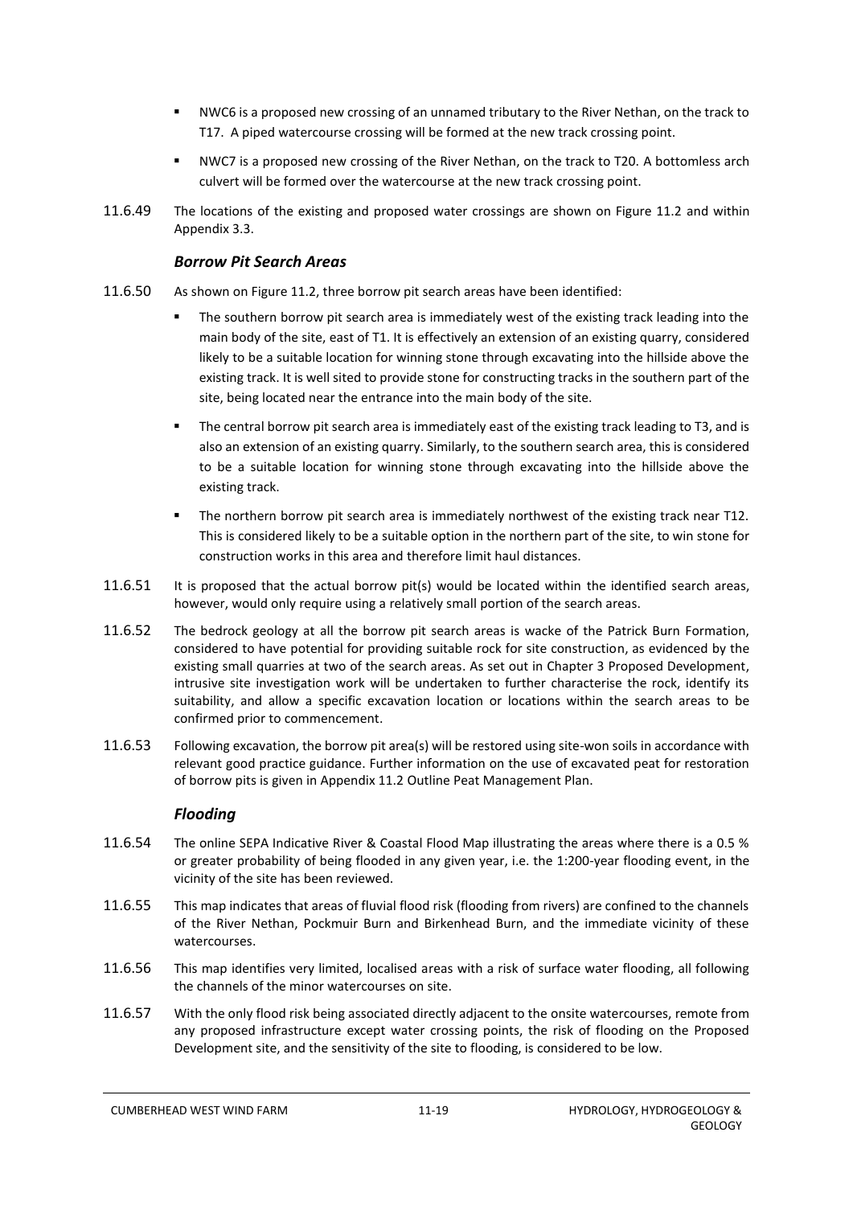- NWC6 is a proposed new crossing of an unnamed tributary to the River Nethan, on the track to T17. A piped watercourse crossing will be formed at the new track crossing point.
- NWC7 is a proposed new crossing of the River Nethan, on the track to T20. A bottomless arch culvert will be formed over the watercourse at the new track crossing point.

11.6.49 The locations of the existing and proposed water crossings are shown on Figure 11.2 and within Appendix 3.3.

### *Borrow Pit Search Areas*

11.6.50 As shown on Figure 11.2, three borrow pit search areas have been identified:

- The southern borrow pit search area is immediately west of the existing track leading into the main body of the site, east of T1. It is effectively an extension of an existing quarry, considered likely to be a suitable location for winning stone through excavating into the hillside above the existing track. It is well sited to provide stone for constructing tracks in the southern part of the site, being located near the entrance into the main body of the site.
- The central borrow pit search area is immediately east of the existing track leading to T3, and is also an extension of an existing quarry. Similarly, to the southern search area, this is considered to be a suitable location for winning stone through excavating into the hillside above the existing track.
- The northern borrow pit search area is immediately northwest of the existing track near T12. This is considered likely to be a suitable option in the northern part of the site, to win stone for construction works in this area and therefore limit haul distances.

11.6.51 It is proposed that the actual borrow pit(s) would be located within the identified search areas, however, would only require using a relatively small portion of the search areas.

11.6.52 The bedrock geology at all the borrow pit search areas is wacke of the Patrick Burn Formation, considered to have potential for providing suitable rock for site construction, as evidenced by the existing small quarries at two of the search areas. As set out in Chapter 3 Proposed Development, intrusive site investigation work will be undertaken to further characterise the rock, identify its suitability, and allow a specific excavation location or locations within the search areas to be confirmed prior to commencement.

11.6.53 Following excavation, the borrow pit area(s) will be restored using site-won soils in accordance with relevant good practice guidance. Further information on the use of excavated peat for restoration of borrow pits is given in Appendix 11.2 Outline Peat Management Plan.

### *Flooding*

11.6.54 The online SEPA Indicative River & Coastal Flood Map illustrating the areas where there is a 0.5 % or greater probability of being flooded in any given year, i.e. the 1:200-year flooding event, in the vicinity of the site has been reviewed.

11.6.55 This map indicates that areas of fluvial flood risk (flooding from rivers) are confined to the channels of the River Nethan, Pockmuir Burn and Birkenhead Burn, and the immediate vicinity of these watercourses.

11.6.56 This map identifies very limited, localised areas with a risk of surface water flooding, all following the channels of the minor watercourses on site.

11.6.57 With the only flood risk being associated directly adjacent to the onsite watercourses, remote from any proposed infrastructure except water crossing points, the risk of flooding on the Proposed Development site, and the sensitivity of the site to flooding, is considered to be low.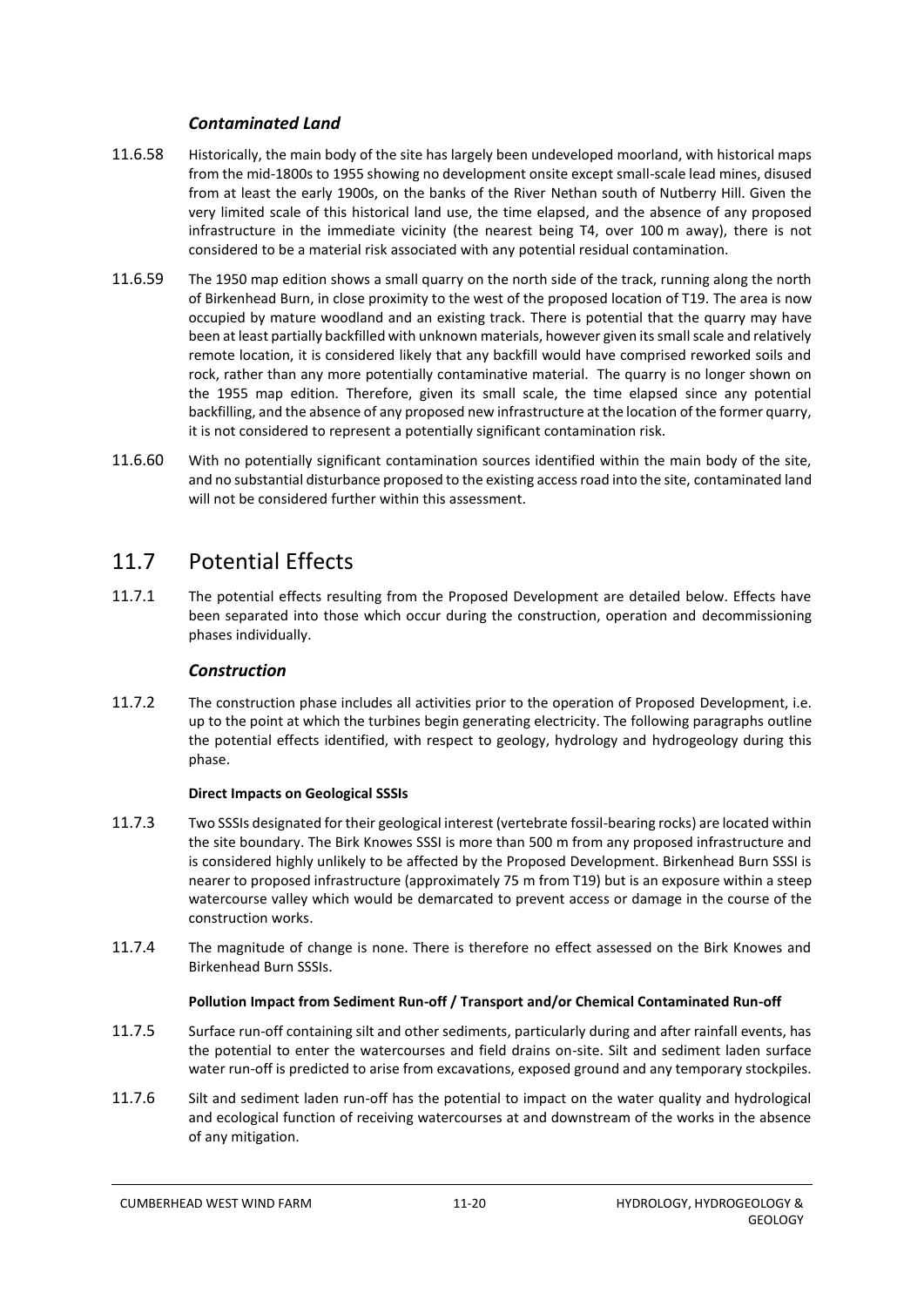### *Contaminated Land*

11.6.58 Historically, the main body of the site has largely been undeveloped moorland, with historical maps from the mid-1800s to 1955 showing no development onsite except small-scale lead mines, disused from at least the early 1900s, on the banks of the River Nethan south of Nutberry Hill. Given the very limited scale of this historical land use, the time elapsed, and the absence of any proposed infrastructure in the immediate vicinity (the nearest being T4, over 100 m away), there is not considered to be a material risk associated with any potential residual contamination.

11.6.59 The 1950 map edition shows a small quarry on the north side of the track, running along the north of Birkenhead Burn, in close proximity to the west of the proposed location of T19. The area is now occupied by mature woodland and an existing track. There is potential that the quarry may have been at least partially backfilled with unknown materials, however given its small scale and relatively remote location, it is considered likely that any backfill would have comprised reworked soils and rock, rather than any more potentially contaminative material. The quarry is no longer shown on the 1955 map edition. Therefore, given its small scale, the time elapsed since any potential backfilling, and the absence of any proposed new infrastructure at the location of the former quarry, it is not considered to represent a potentially significant contamination risk.

11.6.60 With no potentially significant contamination sources identified within the main body of the site, and no substantial disturbance proposed to the existing access road into the site, contaminated land will not be considered further within this assessment.

## 11.7 Potential Effects

11.7.1 The potential effects resulting from the Proposed Development are detailed below. Effects have been separated into those which occur during the construction, operation and decommissioning phases individually.

### *Construction*

11.7.2 The construction phase includes all activities prior to the operation of Proposed Development, i.e. up to the point at which the turbines begin generating electricity. The following paragraphs outline the potential effects identified, with respect to geology, hydrology and hydrogeology during this phase.

#### **Direct Impacts on Geological SSSIs**

11.7.3 Two SSSIs designated for their geological interest (vertebrate fossil-bearing rocks) are located within the site boundary. The Birk Knowes SSSI is more than 500 m from any proposed infrastructure and is considered highly unlikely to be affected by the Proposed Development. Birkenhead Burn SSSI is nearer to proposed infrastructure (approximately 75 m from T19) but is an exposure within a steep watercourse valley which would be demarcated to prevent access or damage in the course of the construction works.

11.7.4 The magnitude of change is none. There is therefore no effect assessed on the Birk Knowes and Birkenhead Burn SSSIs.

#### **Pollution Impact from Sediment Run-off / Transport and/or Chemical Contaminated Run-off**

11.7.5 Surface run-off containing silt and other sediments, particularly during and after rainfall events, has the potential to enter the watercourses and field drains on-site. Silt and sediment laden surface water run-off is predicted to arise from excavations, exposed ground and any temporary stockpiles.

11.7.6 Silt and sediment laden run-off has the potential to impact on the water quality and hydrological and ecological function of receiving watercourses at and downstream of the works in the absence of any mitigation.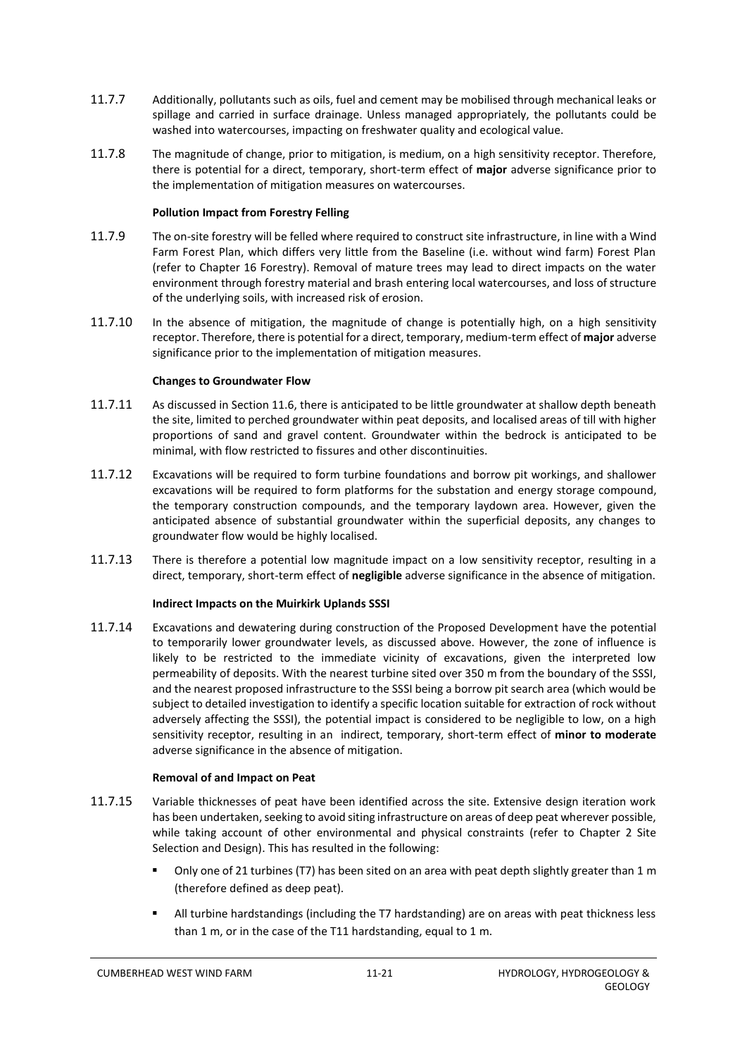11.7.7 Additionally, pollutants such as oils, fuel and cement may be mobilised through mechanical leaks or spillage and carried in surface drainage. Unless managed appropriately, the pollutants could be washed into watercourses, impacting on freshwater quality and ecological value.

11.7.8 The magnitude of change, prior to mitigation, is medium, on a high sensitivity receptor. Therefore, there is potential for a direct, temporary, short-term effect of **major** adverse significance prior to the implementation of mitigation measures on watercourses.

**Pollution Impact from Forestry Felling**

11.7.9 The on-site forestry will be felled where required to construct site infrastructure, in line with a Wind Farm Forest Plan, which differs very little from the Baseline (i.e. without wind farm) Forest Plan (refer to Chapter 16 Forestry). Removal of mature trees may lead to direct impacts on the water environment through forestry material and brash entering local watercourses, and loss of structure of the underlying soils, with increased risk of erosion.

11.7.10 In the absence of mitigation, the magnitude of change is potentially high, on a high sensitivity receptor. Therefore, there is potential for a direct, temporary, medium-term effect of **major** adverse significance prior to the implementation of mitigation measures.

**Changes to Groundwater Flow**

11.7.11 As discussed in Section 11.6, there is anticipated to be little groundwater at shallow depth beneath the site, limited to perched groundwater within peat deposits, and localised areas of till with higher proportions of sand and gravel content. Groundwater within the bedrock is anticipated to be minimal, with flow restricted to fissures and other discontinuities.

11.7.12 Excavations will be required to form turbine foundations and borrow pit workings, and shallower excavations will be required to form platforms for the substation and energy storage compound, the temporary construction compounds, and the temporary laydown area. However, given the anticipated absence of substantial groundwater within the superficial deposits, any changes to groundwater flow would be highly localised.

11.7.13 There is therefore a potential low magnitude impact on a low sensitivity receptor, resulting in a direct, temporary, short-term effect of **negligible** adverse significance in the absence of mitigation.

**Indirect Impacts on the Muirkirk Uplands SSSI**

11.7.14 Excavations and dewatering during construction of the Proposed Development have the potential to temporarily lower groundwater levels, as discussed above. However, the zone of influence is likely to be restricted to the immediate vicinity of excavations, given the interpreted low permeability of deposits. With the nearest turbine sited over 350 m from the boundary of the SSSI, and the nearest proposed infrastructure to the SSSI being a borrow pit search area (which would be subject to detailed investigation to identify a specific location suitable for extraction of rock without adversely affecting the SSSI), the potential impact is considered to be negligible to low, on a high sensitivity receptor, resulting in an indirect, temporary, short-term effect of **minor to moderate** adverse significance in the absence of mitigation.

**Removal of and Impact on Peat**

11.7.15 Variable thicknesses of peat have been identified across the site. Extensive design iteration work has been undertaken, seeking to avoid siting infrastructure on areas of deep peat wherever possible, while taking account of other environmental and physical constraints (refer to Chapter 2 Site Selection and Design). This has resulted in the following:

- Only one of 21 turbines (T7) has been sited on an area with peat depth slightly greater than 1 m (therefore defined as deep peat).
- All turbine hardstandings (including the T7 hardstanding) are on areas with peat thickness less than 1 m, or in the case of the T11 hardstanding, equal to 1 m.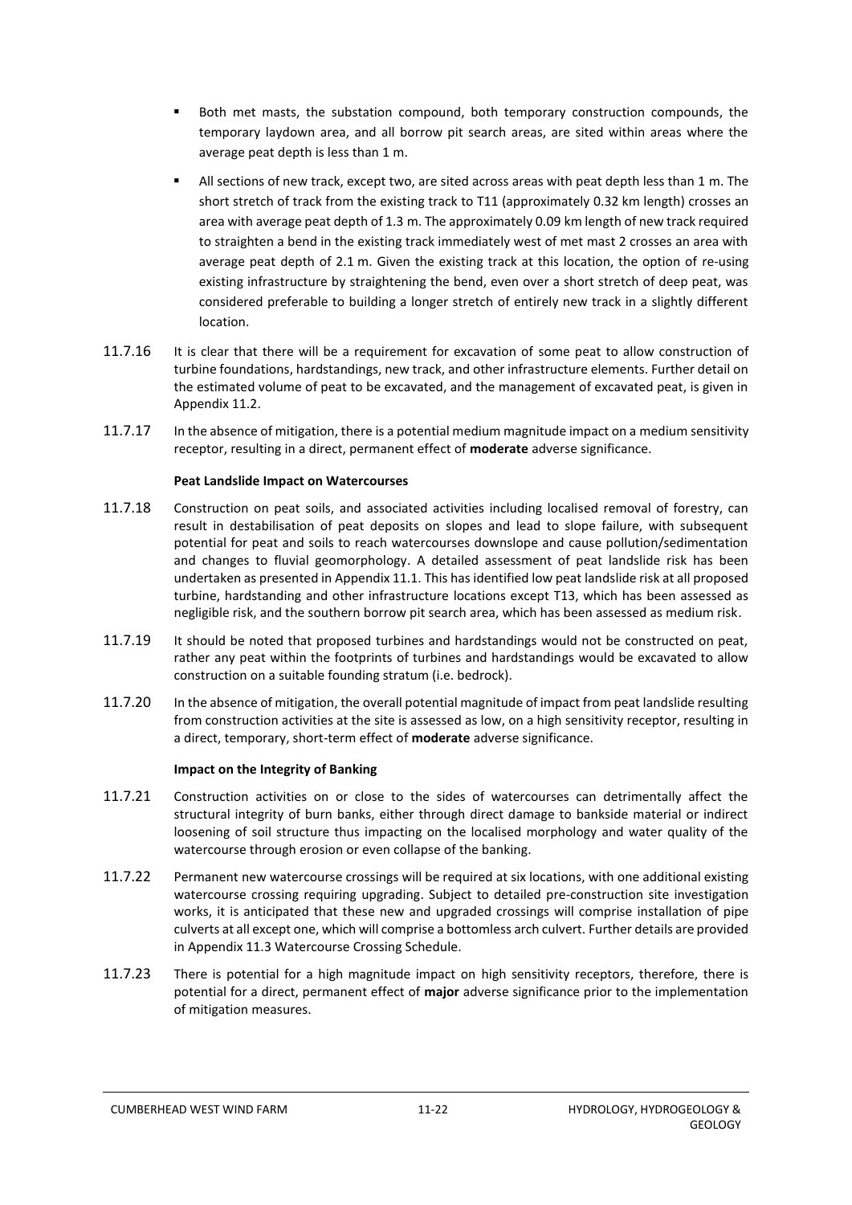- Both met masts, the substation compound, both temporary construction compounds, the temporary laydown area, and all borrow pit search areas, are sited within areas where the average peat depth is less than 1 m.
- All sections of new track, except two, are sited across areas with peat depth less than 1 m. The short stretch of track from the existing track to T11 (approximately 0.32 km length) crosses an area with average peat depth of 1.3 m. The approximately 0.09 km length of new track required to straighten a bend in the existing track immediately west of met mast 2 crosses an area with average peat depth of 2.1 m. Given the existing track at this location, the option of re-using existing infrastructure by straightening the bend, even over a short stretch of deep peat, was considered preferable to building a longer stretch of entirely new track in a slightly different location.

11.7.16 It is clear that there will be a requirement for excavation of some peat to allow construction of turbine foundations, hardstandings, new track, and other infrastructure elements. Further detail on the estimated volume of peat to be excavated, and the management of excavated peat, is given in Appendix 11.2.

11.7.17 In the absence of mitigation, there is a potential medium magnitude impact on a medium sensitivity receptor, resulting in a direct, permanent effect of **moderate** adverse significance.

**Peat Landslide Impact on Watercourses**

11.7.18 Construction on peat soils, and associated activities including localised removal of forestry, can result in destabilisation of peat deposits on slopes and lead to slope failure, with subsequent potential for peat and soils to reach watercourses downslope and cause pollution/sedimentation and changes to fluvial geomorphology. A detailed assessment of peat landslide risk has been undertaken as presented in Appendix 11.1. This has identified low peat landslide risk at all proposed turbine, hardstanding and other infrastructure locations except T13, which has been assessed as negligible risk, and the southern borrow pit search area, which has been assessed as medium risk.

11.7.19 It should be noted that proposed turbines and hardstandings would not be constructed on peat, rather any peat within the footprints of turbines and hardstandings would be excavated to allow construction on a suitable founding stratum (i.e. bedrock).

11.7.20 In the absence of mitigation, the overall potential magnitude of impact from peat landslide resulting from construction activities at the site is assessed as low, on a high sensitivity receptor, resulting in a direct, temporary, short-term effect of **moderate** adverse significance.

**Impact on the Integrity of Banking**

11.7.21 Construction activities on or close to the sides of watercourses can detrimentally affect the structural integrity of burn banks, either through direct damage to bankside material or indirect loosening of soil structure thus impacting on the localised morphology and water quality of the watercourse through erosion or even collapse of the banking.

11.7.22 Permanent new watercourse crossings will be required at six locations, with one additional existing watercourse crossing requiring upgrading. Subject to detailed pre-construction site investigation works, it is anticipated that these new and upgraded crossings will comprise installation of pipe culverts at all except one, which will comprise a bottomless arch culvert. Further details are provided in Appendix 11.3 Watercourse Crossing Schedule.

11.7.23 There is potential for a high magnitude impact on high sensitivity receptors, therefore, there is potential for a direct, permanent effect of **major** adverse significance prior to the implementation of mitigation measures.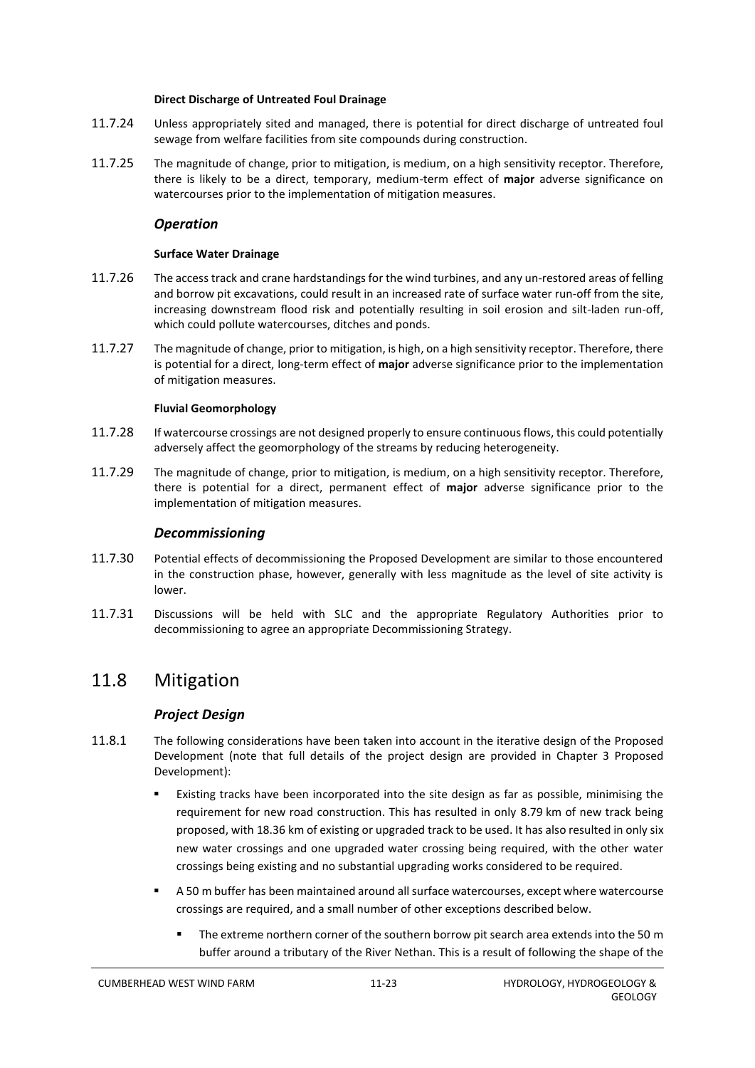#### Direct Discharge of Untreated Foul Drainage

11.7.24 Unless appropriately sited and managed, there is potential for direct discharge of untreated foul sewage from welfare facilities from site compounds during construction.

11.7.25 The magnitude of change, prior to mitigation, is medium, on a high sensitivity receptor. Therefore, there is likely to be a direct, temporary, medium-term effect of **major** adverse significance on watercourses prior to the implementation of mitigation measures.

### *Operation*

#### Surface Water Drainage

11.7.26 The access track and crane hardstandings for the wind turbines, and any un-restored areas of felling and borrow pit excavations, could result in an increased rate of surface water run-off from the site, increasing downstream flood risk and potentially resulting in soil erosion and silt-laden run-off, which could pollute watercourses, ditches and ponds.

11.7.27 The magnitude of change, prior to mitigation, is high, on a high sensitivity receptor. Therefore, there is potential for a direct, long-term effect of **major** adverse significance prior to the implementation of mitigation measures.

#### Fluvial Geomorphology

11.7.28 If watercourse crossings are not designed properly to ensure continuous flows, this could potentially adversely affect the geomorphology of the streams by reducing heterogeneity.

11.7.29 The magnitude of change, prior to mitigation, is medium, on a high sensitivity receptor. Therefore, there is potential for a direct, permanent effect of **major** adverse significance prior to the implementation of mitigation measures.

### *Decommissioning*

11.7.30 Potential effects of decommissioning the Proposed Development are similar to those encountered in the construction phase, however, generally with less magnitude as the level of site activity is lower.

11.7.31 Discussions will be held with SLC and the appropriate Regulatory Authorities prior to decommissioning to agree an appropriate Decommissioning Strategy.

## 11.8 Mitigation

### *Project Design*

11.8.1 The following considerations have been taken into account in the iterative design of the Proposed Development (note that full details of the project design are provided in Chapter 3 Proposed Development):

- Existing tracks have been incorporated into the site design as far as possible, minimising the requirement for new road construction. This has resulted in only 8.79 km of new track being proposed, with 18.36 km of existing or upgraded track to be used. It has also resulted in only six new water crossings and one upgraded water crossing being required, with the other water crossings being existing and no substantial upgrading works considered to be required.
- A 50 m buffer has been maintained around all surface watercourses, except where watercourse crossings are required, and a small number of other exceptions described below.
  - The extreme northern corner of the southern borrow pit search area extends into the 50 m buffer around a tributary of the River Nethan. This is a result of following the shape of the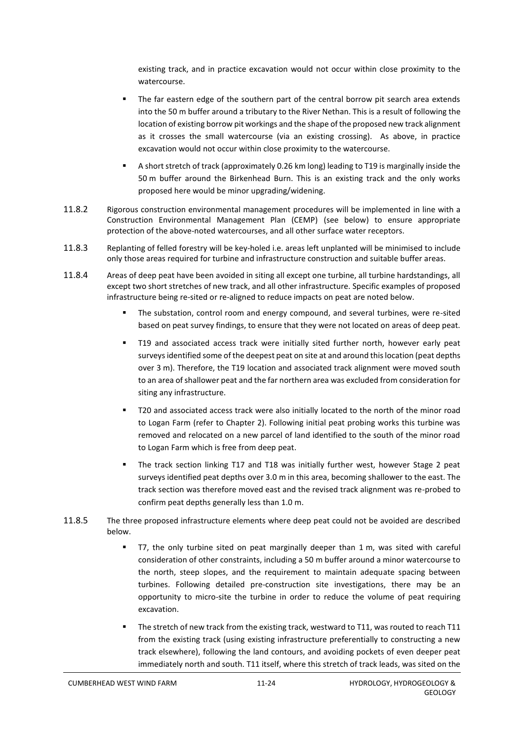existing track, and in practice excavation would not occur within close proximity to the watercourse.

- The far eastern edge of the southern part of the central borrow pit search area extends into the 50 m buffer around a tributary to the River Nethan. This is a result of following the location of existing borrow pit workings and the shape of the proposed new track alignment as it crosses the small watercourse (via an existing crossing). As above, in practice excavation would not occur within close proximity to the watercourse.
- A short stretch of track (approximately 0.26 km long) leading to T19 is marginally inside the 50 m buffer around the Birkenhead Burn. This is an existing track and the only works proposed here would be minor upgrading/widening.

11.8.2 Rigorous construction environmental management procedures will be implemented in line with a Construction Environmental Management Plan (CEMP) (see below) to ensure appropriate protection of the above-noted watercourses, and all other surface water receptors.

11.8.3 Replanting of felled forestry will be key-holed i.e. areas left unplanted will be minimised to include only those areas required for turbine and infrastructure construction and suitable buffer areas.

11.8.4 Areas of deep peat have been avoided in siting all except one turbine, all turbine hardstandings, all except two short stretches of new track, and all other infrastructure. Specific examples of proposed infrastructure being re-sited or re-aligned to reduce impacts on peat are noted below.

- The substation, control room and energy compound, and several turbines, were re-sited based on peat survey findings, to ensure that they were not located on areas of deep peat.
- T19 and associated access track were initially sited further north, however early peat surveys identified some of the deepest peat on site at and around this location (peat depths over 3 m). Therefore, the T19 location and associated track alignment were moved south to an area of shallower peat and the far northern area was excluded from consideration for siting any infrastructure.
- T20 and associated access track were also initially located to the north of the minor road to Logan Farm (refer to Chapter 2). Following initial peat probing works this turbine was removed and relocated on a new parcel of land identified to the south of the minor road to Logan Farm which is free from deep peat.
- The track section linking T17 and T18 was initially further west, however Stage 2 peat surveys identified peat depths over 3.0 m in this area, becoming shallower to the east. The track section was therefore moved east and the revised track alignment was re-probed to confirm peat depths generally less than 1.0 m.

11.8.5 The three proposed infrastructure elements where deep peat could not be avoided are described below.

- T7, the only turbine sited on peat marginally deeper than 1 m, was sited with careful consideration of other constraints, including a 50 m buffer around a minor watercourse to the north, steep slopes, and the requirement to maintain adequate spacing between turbines. Following detailed pre-construction site investigations, there may be an opportunity to micro-site the turbine in order to reduce the volume of peat requiring excavation.
- The stretch of new track from the existing track, westward to T11, was routed to reach T11 from the existing track (using existing infrastructure preferentially to constructing a new track elsewhere), following the land contours, and avoiding pockets of even deeper peat immediately north and south. T11 itself, where this stretch of track leads, was sited on the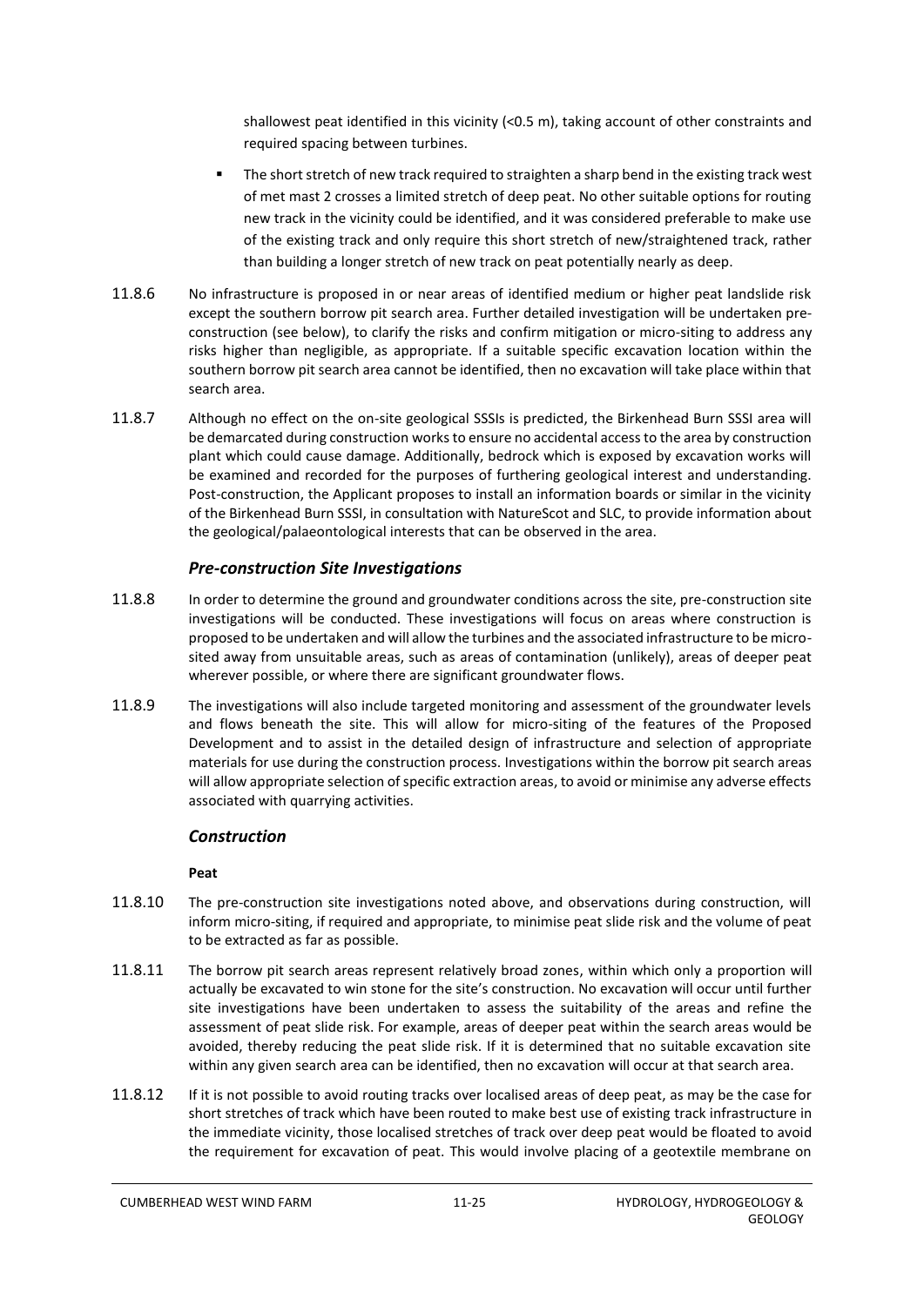shallowest peat identified in this vicinity (<0.5 m), taking account of other constraints and required spacing between turbines.

- The short stretch of new track required to straighten a sharp bend in the existing track west of met mast 2 crosses a limited stretch of deep peat. No other suitable options for routing new track in the vicinity could be identified, and it was considered preferable to make use of the existing track and only require this short stretch of new/straightened track, rather than building a longer stretch of new track on peat potentially nearly as deep.

11.8.6 No infrastructure is proposed in or near areas of identified medium or higher peat landslide risk except the southern borrow pit search area. Further detailed investigation will be undertaken pre-construction (see below), to clarify the risks and confirm mitigation or micro-siting to address any risks higher than negligible, as appropriate. If a suitable specific excavation location within the southern borrow pit search area cannot be identified, then no excavation will take place within that search area.

11.8.7 Although no effect on the on-site geological SSSIs is predicted, the Birkenhead Burn SSSI area will be demarcated during construction works to ensure no accidental access to the area by construction plant which could cause damage. Additionally, bedrock which is exposed by excavation works will be examined and recorded for the purposes of furthering geological interest and understanding. Post-construction, the Applicant proposes to install an information boards or similar in the vicinity of the Birkenhead Burn SSSI, in consultation with NatureScot and SLC, to provide information about the geological/palaeontological interests that can be observed in the area.

### *Pre-construction Site Investigations*

11.8.8 In order to determine the ground and groundwater conditions across the site, pre-construction site investigations will be conducted. These investigations will focus on areas where construction is proposed to be undertaken and will allow the turbines and the associated infrastructure to be micro-sited away from unsuitable areas, such as areas of contamination (unlikely), areas of deeper peat wherever possible, or where there are significant groundwater flows.

11.8.9 The investigations will also include targeted monitoring and assessment of the groundwater levels and flows beneath the site. This will allow for micro-siting of the features of the Proposed Development and to assist in the detailed design of infrastructure and selection of appropriate materials for use during the construction process. Investigations within the borrow pit search areas will allow appropriate selection of specific extraction areas, to avoid or minimise any adverse effects associated with quarrying activities.

### *Construction*

**Peat**

11.8.10 The pre-construction site investigations noted above, and observations during construction, will inform micro-siting, if required and appropriate, to minimise peat slide risk and the volume of peat to be extracted as far as possible.

11.8.11 The borrow pit search areas represent relatively broad zones, within which only a proportion will actually be excavated to win stone for the site's construction. No excavation will occur until further site investigations have been undertaken to assess the suitability of the areas and refine the assessment of peat slide risk. For example, areas of deeper peat within the search areas would be avoided, thereby reducing the peat slide risk. If it is determined that no suitable excavation site within any given search area can be identified, then no excavation will occur at that search area.

11.8.12 If it is not possible to avoid routing tracks over localised areas of deep peat, as may be the case for short stretches of track which have been routed to make best use of existing track infrastructure in the immediate vicinity, those localised stretches of track over deep peat would be floated to avoid the requirement for excavation of peat. This would involve placing of a geotextile membrane on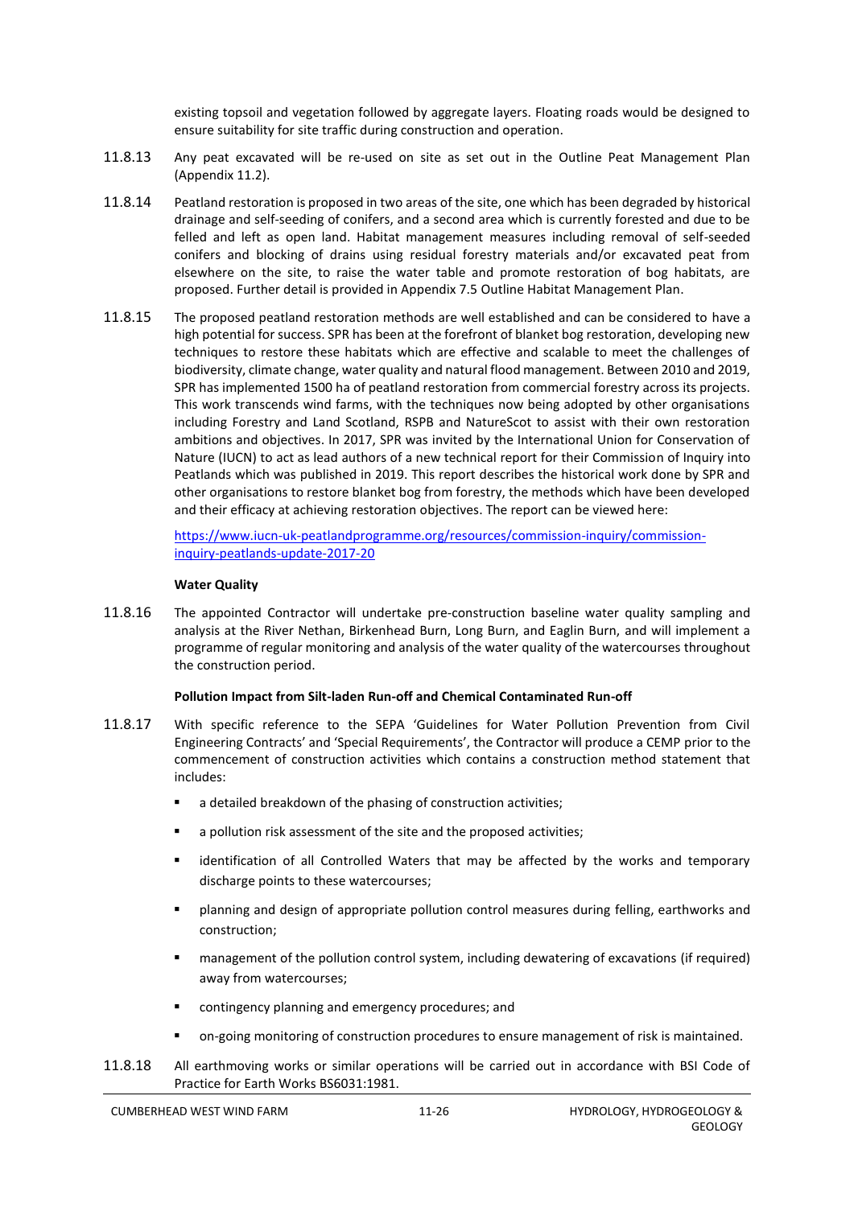existing topsoil and vegetation followed by aggregate layers. Floating roads would be designed to ensure suitability for site traffic during construction and operation.

11.8.13 Any peat excavated will be re-used on site as set out in the Outline Peat Management Plan (Appendix 11.2).

11.8.14 Peatland restoration is proposed in two areas of the site, one which has been degraded by historical drainage and self-seeding of conifers, and a second area which is currently forested and due to be felled and left as open land. Habitat management measures including removal of self-seeded conifers and blocking of drains using residual forestry materials and/or excavated peat from elsewhere on the site, to raise the water table and promote restoration of bog habitats, are proposed. Further detail is provided in Appendix 7.5 Outline Habitat Management Plan.

11.8.15 The proposed peatland restoration methods are well established and can be considered to have a high potential for success. SPR has been at the forefront of blanket bog restoration, developing new techniques to restore these habitats which are effective and scalable to meet the challenges of biodiversity, climate change, water quality and natural flood management. Between 2010 and 2019, SPR has implemented 1500 ha of peatland restoration from commercial forestry across its projects. This work transcends wind farms, with the techniques now being adopted by other organisations including Forestry and Land Scotland, RSPB and NatureScot to assist with their own restoration ambitions and objectives. In 2017, SPR was invited by the International Union for Conservation of Nature (IUCN) to act as lead authors of a new technical report for their Commission of Inquiry into Peatlands which was published in 2019. This report describes the historical work done by SPR and other organisations to restore blanket bog from forestry, the methods which have been developed and their efficacy at achieving restoration objectives. The report can be viewed here:

https://www.iucn-uk-peatlandprogramme.org/resources/commission-inquiry/commission-inquiry-peatlands-update-2017-20

**Water Quality**

11.8.16 The appointed Contractor will undertake pre-construction baseline water quality sampling and analysis at the River Nethan, Birkenhead Burn, Long Burn, and Eaglin Burn, and will implement a programme of regular monitoring and analysis of the water quality of the watercourses throughout the construction period.

**Pollution Impact from Silt-laden Run-off and Chemical Contaminated Run-off**

11.8.17 With specific reference to the SEPA 'Guidelines for Water Pollution Prevention from Civil Engineering Contracts' and 'Special Requirements', the Contractor will produce a CEMP prior to the commencement of construction activities which contains a construction method statement that includes:

- a detailed breakdown of the phasing of construction activities;
- a pollution risk assessment of the site and the proposed activities;
- identification of all Controlled Waters that may be affected by the works and temporary discharge points to these watercourses;
- planning and design of appropriate pollution control measures during felling, earthworks and construction;
- management of the pollution control system, including dewatering of excavations (if required) away from watercourses;
- contingency planning and emergency procedures; and
- on-going monitoring of construction procedures to ensure management of risk is maintained.

11.8.18 All earthmoving works or similar operations will be carried out in accordance with BSI Code of Practice for Earth Works BS6031:1981.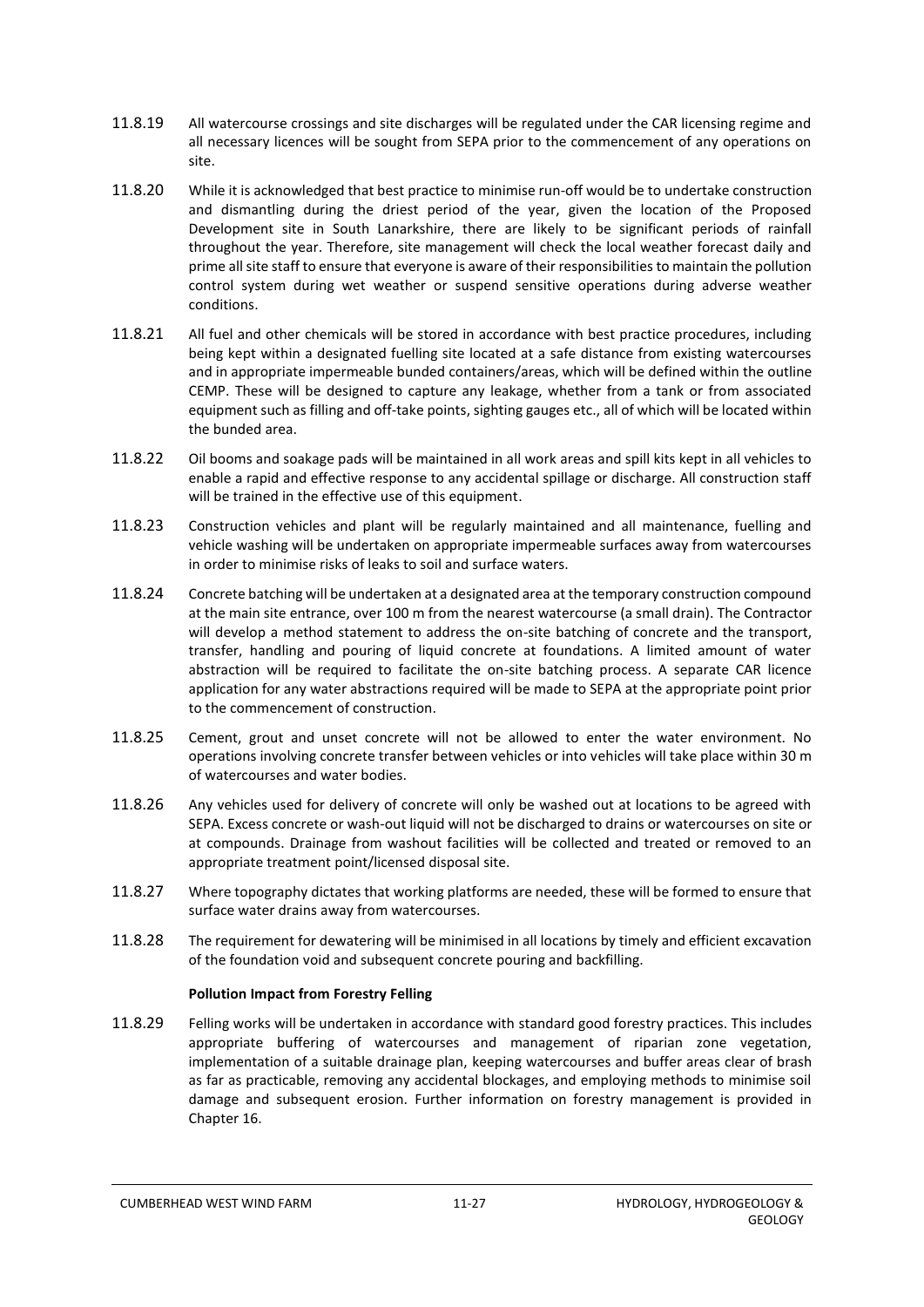11.8.19 All watercourse crossings and site discharges will be regulated under the CAR licensing regime and all necessary licences will be sought from SEPA prior to the commencement of any operations on site.

11.8.20 While it is acknowledged that best practice to minimise run-off would be to undertake construction and dismantling during the driest period of the year, given the location of the Proposed Development site in South Lanarkshire, there are likely to be significant periods of rainfall throughout the year. Therefore, site management will check the local weather forecast daily and prime all site staff to ensure that everyone is aware of their responsibilities to maintain the pollution control system during wet weather or suspend sensitive operations during adverse weather conditions.

11.8.21 All fuel and other chemicals will be stored in accordance with best practice procedures, including being kept within a designated fuelling site located at a safe distance from existing watercourses and in appropriate impermeable bunded containers/areas, which will be defined within the outline CEMP. These will be designed to capture any leakage, whether from a tank or from associated equipment such as filling and off-take points, sighting gauges etc., all of which will be located within the bunded area.

11.8.22 Oil booms and soakage pads will be maintained in all work areas and spill kits kept in all vehicles to enable a rapid and effective response to any accidental spillage or discharge. All construction staff will be trained in the effective use of this equipment.

11.8.23 Construction vehicles and plant will be regularly maintained and all maintenance, fuelling and vehicle washing will be undertaken on appropriate impermeable surfaces away from watercourses in order to minimise risks of leaks to soil and surface waters.

11.8.24 Concrete batching will be undertaken at a designated area at the temporary construction compound at the main site entrance, over 100 m from the nearest watercourse (a small drain). The Contractor will develop a method statement to address the on-site batching of concrete and the transport, transfer, handling and pouring of liquid concrete at foundations. A limited amount of water abstraction will be required to facilitate the on-site batching process. A separate CAR licence application for any water abstractions required will be made to SEPA at the appropriate point prior to the commencement of construction.

11.8.25 Cement, grout and unset concrete will not be allowed to enter the water environment. No operations involving concrete transfer between vehicles or into vehicles will take place within 30 m of watercourses and water bodies.

11.8.26 Any vehicles used for delivery of concrete will only be washed out at locations to be agreed with SEPA. Excess concrete or wash-out liquid will not be discharged to drains or watercourses on site or at compounds. Drainage from washout facilities will be collected and treated or removed to an appropriate treatment point/licensed disposal site.

11.8.27 Where topography dictates that working platforms are needed, these will be formed to ensure that surface water drains away from watercourses.

11.8.28 The requirement for dewatering will be minimised in all locations by timely and efficient excavation of the foundation void and subsequent concrete pouring and backfilling.

**Pollution Impact from Forestry Felling**

11.8.29 Felling works will be undertaken in accordance with standard good forestry practices. This includes appropriate buffering of watercourses and management of riparian zone vegetation, implementation of a suitable drainage plan, keeping watercourses and buffer areas clear of brash as far as practicable, removing any accidental blockages, and employing methods to minimise soil damage and subsequent erosion. Further information on forestry management is provided in Chapter 16.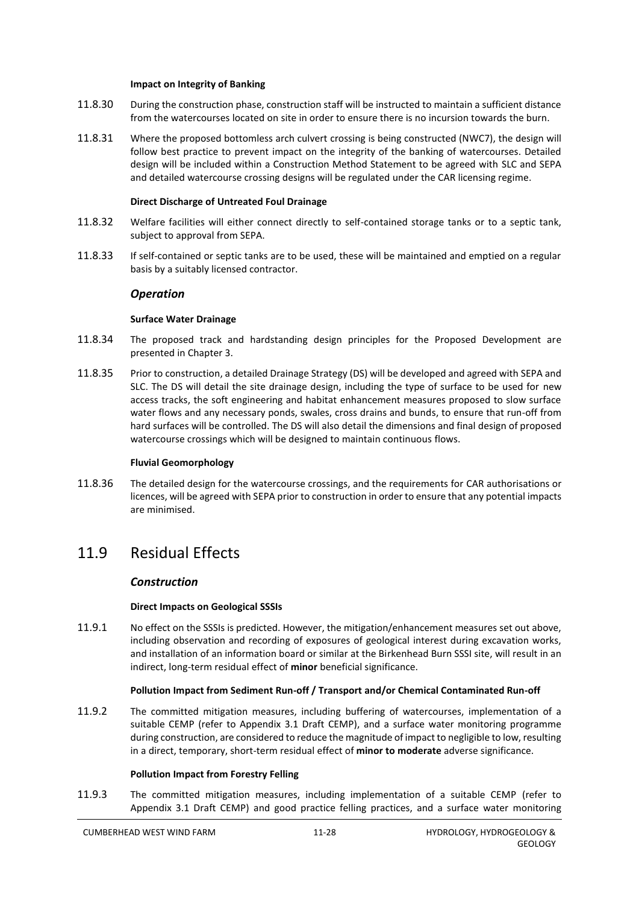**Impact on Integrity of Banking**

11.8.30 During the construction phase, construction staff will be instructed to maintain a sufficient distance from the watercourses located on site in order to ensure there is no incursion towards the burn.

11.8.31 Where the proposed bottomless arch culvert crossing is being constructed (NWC7), the design will follow best practice to prevent impact on the integrity of the banking of watercourses. Detailed design will be included within a Construction Method Statement to be agreed with SLC and SEPA and detailed watercourse crossing designs will be regulated under the CAR licensing regime.

**Direct Discharge of Untreated Foul Drainage**

11.8.32 Welfare facilities will either connect directly to self-contained storage tanks or to a septic tank, subject to approval from SEPA.

11.8.33 If self-contained or septic tanks are to be used, these will be maintained and emptied on a regular basis by a suitably licensed contractor.

### *Operation*

**Surface Water Drainage**

11.8.34 The proposed track and hardstanding design principles for the Proposed Development are presented in Chapter 3.

11.8.35 Prior to construction, a detailed Drainage Strategy (DS) will be developed and agreed with SEPA and SLC. The DS will detail the site drainage design, including the type of surface to be used for new access tracks, the soft engineering and habitat enhancement measures proposed to slow surface water flows and any necessary ponds, swales, cross drains and bunds, to ensure that run-off from hard surfaces will be controlled. The DS will also detail the dimensions and final design of proposed watercourse crossings which will be designed to maintain continuous flows.

**Fluvial Geomorphology**

11.8.36 The detailed design for the watercourse crossings, and the requirements for CAR authorisations or licences, will be agreed with SEPA prior to construction in order to ensure that any potential impacts are minimised.

## 11.9 Residual Effects

### *Construction*

**Direct Impacts on Geological SSSIs**

11.9.1 No effect on the SSSIs is predicted. However, the mitigation/enhancement measures set out above, including observation and recording of exposures of geological interest during excavation works, and installation of an information board or similar at the Birkenhead Burn SSSI site, will result in an indirect, long-term residual effect of **minor** beneficial significance.

**Pollution Impact from Sediment Run-off / Transport and/or Chemical Contaminated Run-off**

11.9.2 The committed mitigation measures, including buffering of watercourses, implementation of a suitable CEMP (refer to Appendix 3.1 Draft CEMP), and a surface water monitoring programme during construction, are considered to reduce the magnitude of impact to negligible to low, resulting in a direct, temporary, short-term residual effect of **minor to moderate** adverse significance.

**Pollution Impact from Forestry Felling**

11.9.3 The committed mitigation measures, including implementation of a suitable CEMP (refer to Appendix 3.1 Draft CEMP) and good practice felling practices, and a surface water monitoring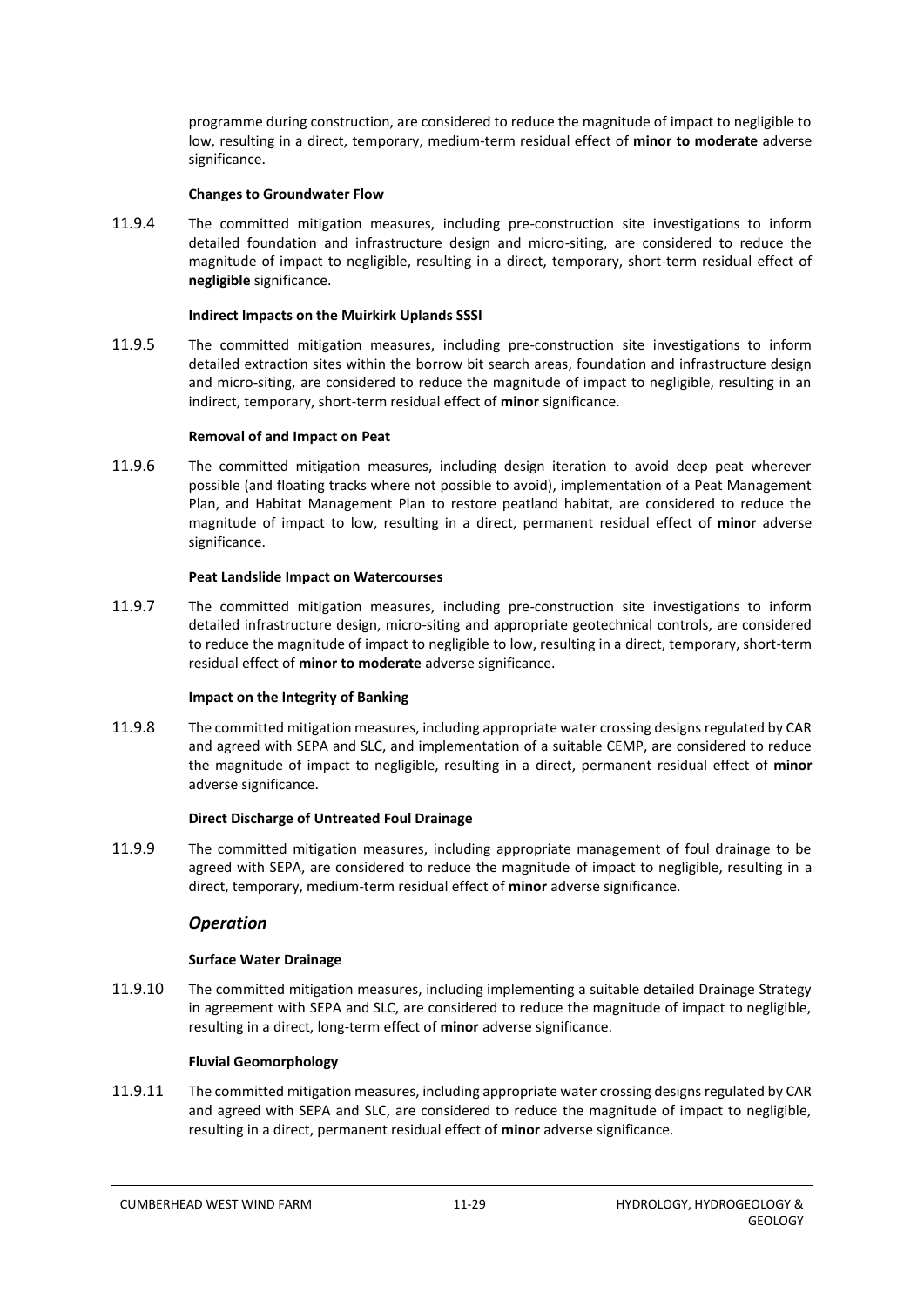programme during construction, are considered to reduce the magnitude of impact to negligible to low, resulting in a direct, temporary, medium-term residual effect of **minor to moderate** adverse significance.

**Changes to Groundwater Flow**

11.9.4 The committed mitigation measures, including pre-construction site investigations to inform detailed foundation and infrastructure design and micro-siting, are considered to reduce the magnitude of impact to negligible, resulting in a direct, temporary, short-term residual effect of **negligible** significance.

**Indirect Impacts on the Muirkirk Uplands SSSI**

11.9.5 The committed mitigation measures, including pre-construction site investigations to inform detailed extraction sites within the borrow bit search areas, foundation and infrastructure design and micro-siting, are considered to reduce the magnitude of impact to negligible, resulting in an indirect, temporary, short-term residual effect of **minor** significance.

**Removal of and Impact on Peat**

11.9.6 The committed mitigation measures, including design iteration to avoid deep peat wherever possible (and floating tracks where not possible to avoid), implementation of a Peat Management Plan, and Habitat Management Plan to restore peatland habitat, are considered to reduce the magnitude of impact to low, resulting in a direct, permanent residual effect of **minor** adverse significance.

**Peat Landslide Impact on Watercourses**

11.9.7 The committed mitigation measures, including pre-construction site investigations to inform detailed infrastructure design, micro-siting and appropriate geotechnical controls, are considered to reduce the magnitude of impact to negligible to low, resulting in a direct, temporary, short-term residual effect of **minor to moderate** adverse significance.

**Impact on the Integrity of Banking**

11.9.8 The committed mitigation measures, including appropriate water crossing designs regulated by CAR and agreed with SEPA and SLC, and implementation of a suitable CEMP, are considered to reduce the magnitude of impact to negligible, resulting in a direct, permanent residual effect of **minor** adverse significance.

**Direct Discharge of Untreated Foul Drainage**

11.9.9 The committed mitigation measures, including appropriate management of foul drainage to be agreed with SEPA, are considered to reduce the magnitude of impact to negligible, resulting in a direct, temporary, medium-term residual effect of **minor** adverse significance.

### *Operation*

**Surface Water Drainage**

11.9.10 The committed mitigation measures, including implementing a suitable detailed Drainage Strategy in agreement with SEPA and SLC, are considered to reduce the magnitude of impact to negligible, resulting in a direct, long-term effect of **minor** adverse significance.

**Fluvial Geomorphology**

11.9.11 The committed mitigation measures, including appropriate water crossing designs regulated by CAR and agreed with SEPA and SLC, are considered to reduce the magnitude of impact to negligible, resulting in a direct, permanent residual effect of **minor** adverse significance.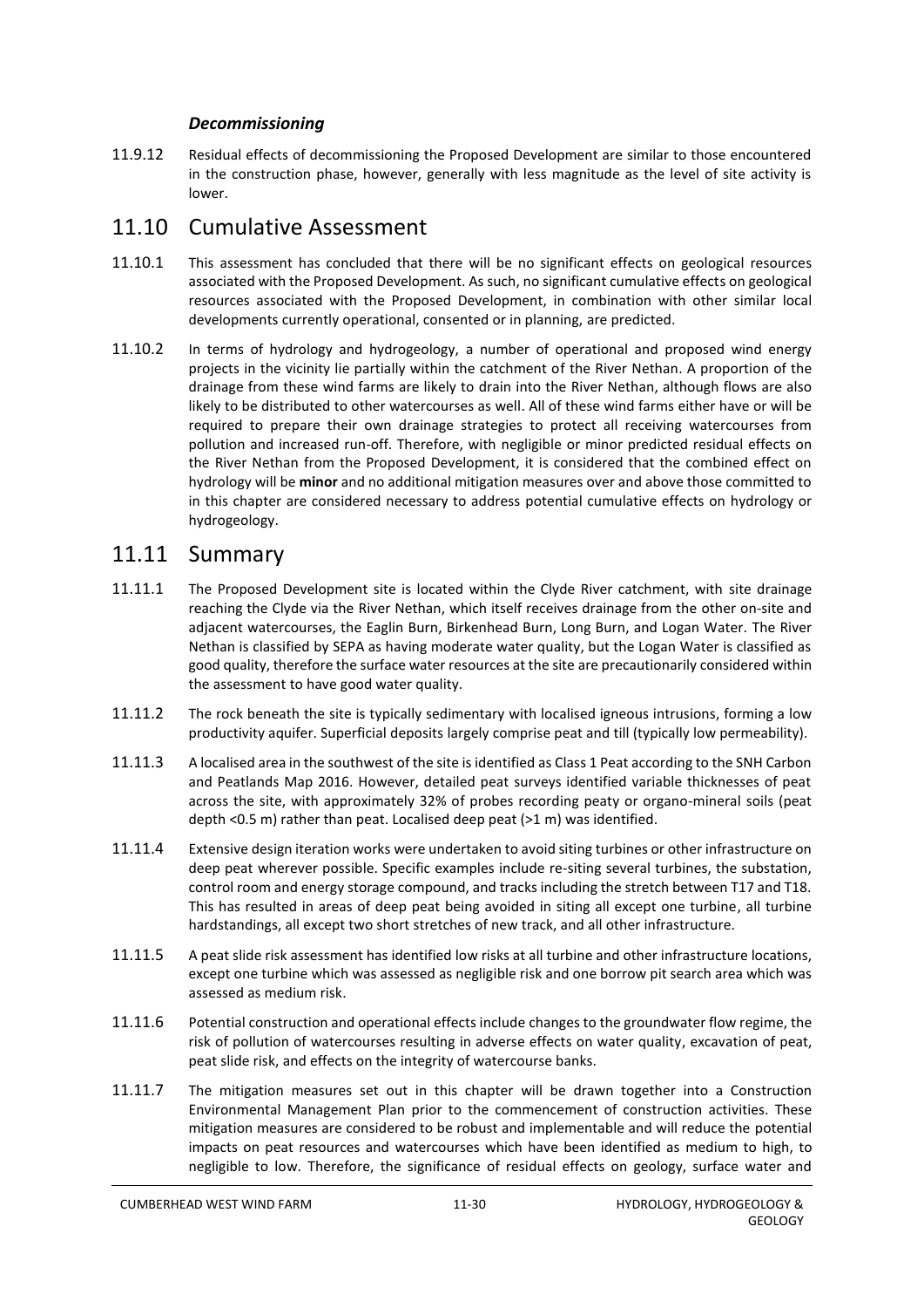### *Decommissioning*

11.9.12 Residual effects of decommissioning the Proposed Development are similar to those encountered in the construction phase, however, generally with less magnitude as the level of site activity is lower.

## 11.10 Cumulative Assessment

11.10.1 This assessment has concluded that there will be no significant effects on geological resources associated with the Proposed Development. As such, no significant cumulative effects on geological resources associated with the Proposed Development, in combination with other similar local developments currently operational, consented or in planning, are predicted.

11.10.2 In terms of hydrology and hydrogeology, a number of operational and proposed wind energy projects in the vicinity lie partially within the catchment of the River Nethan. A proportion of the drainage from these wind farms are likely to drain into the River Nethan, although flows are also likely to be distributed to other watercourses as well. All of these wind farms either have or will be required to prepare their own drainage strategies to protect all receiving watercourses from pollution and increased run-off. Therefore, with negligible or minor predicted residual effects on the River Nethan from the Proposed Development, it is considered that the combined effect on hydrology will be **minor** and no additional mitigation measures over and above those committed to in this chapter are considered necessary to address potential cumulative effects on hydrology or hydrogeology.

## 11.11 Summary

11.11.1 The Proposed Development site is located within the Clyde River catchment, with site drainage reaching the Clyde via the River Nethan, which itself receives drainage from the other on-site and adjacent watercourses, the Eaglin Burn, Birkenhead Burn, Long Burn, and Logan Water. The River Nethan is classified by SEPA as having moderate water quality, but the Logan Water is classified as good quality, therefore the surface water resources at the site are precautionarily considered within the assessment to have good water quality.

11.11.2 The rock beneath the site is typically sedimentary with localised igneous intrusions, forming a low productivity aquifer. Superficial deposits largely comprise peat and till (typically low permeability).

11.11.3 A localised area in the southwest of the site is identified as Class 1 Peat according to the SNH Carbon and Peatlands Map 2016. However, detailed peat surveys identified variable thicknesses of peat across the site, with approximately 32% of probes recording peaty or organo-mineral soils (peat depth <0.5 m) rather than peat. Localised deep peat (>1 m) was identified.

11.11.4 Extensive design iteration works were undertaken to avoid siting turbines or other infrastructure on deep peat wherever possible. Specific examples include re-siting several turbines, the substation, control room and energy storage compound, and tracks including the stretch between T17 and T18. This has resulted in areas of deep peat being avoided in siting all except one turbine, all turbine hardstandings, all except two short stretches of new track, and all other infrastructure.

11.11.5 A peat slide risk assessment has identified low risks at all turbine and other infrastructure locations, except one turbine which was assessed as negligible risk and one borrow pit search area which was assessed as medium risk.

11.11.6 Potential construction and operational effects include changes to the groundwater flow regime, the risk of pollution of watercourses resulting in adverse effects on water quality, excavation of peat, peat slide risk, and effects on the integrity of watercourse banks.

11.11.7 The mitigation measures set out in this chapter will be drawn together into a Construction Environmental Management Plan prior to the commencement of construction activities. These mitigation measures are considered to be robust and implementable and will reduce the potential impacts on peat resources and watercourses which have been identified as medium to high, to negligible to low. Therefore, the significance of residual effects on geology, surface water and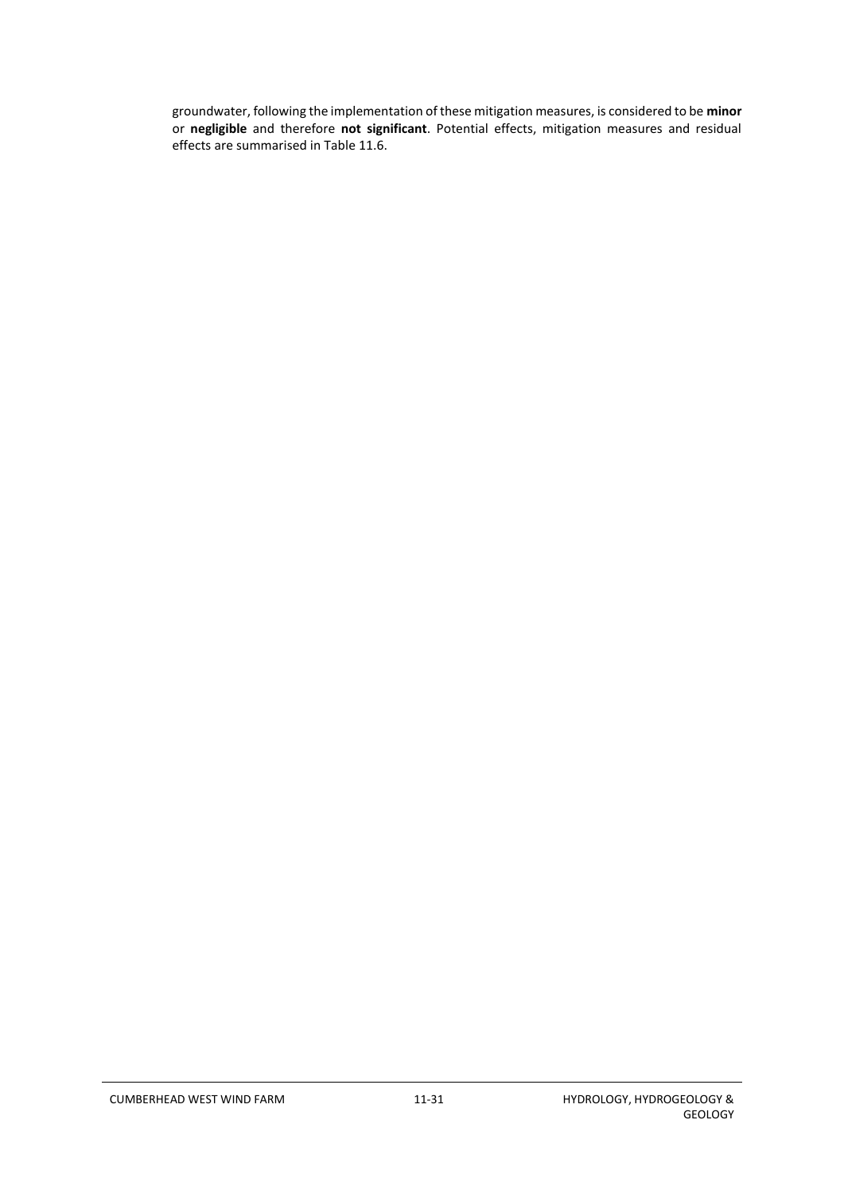groundwater, following the implementation of these mitigation measures, is considered to be **minor** or **negligible** and therefore **not significant**. Potential effects, mitigation measures and residual effects are summarised in Table 11.6.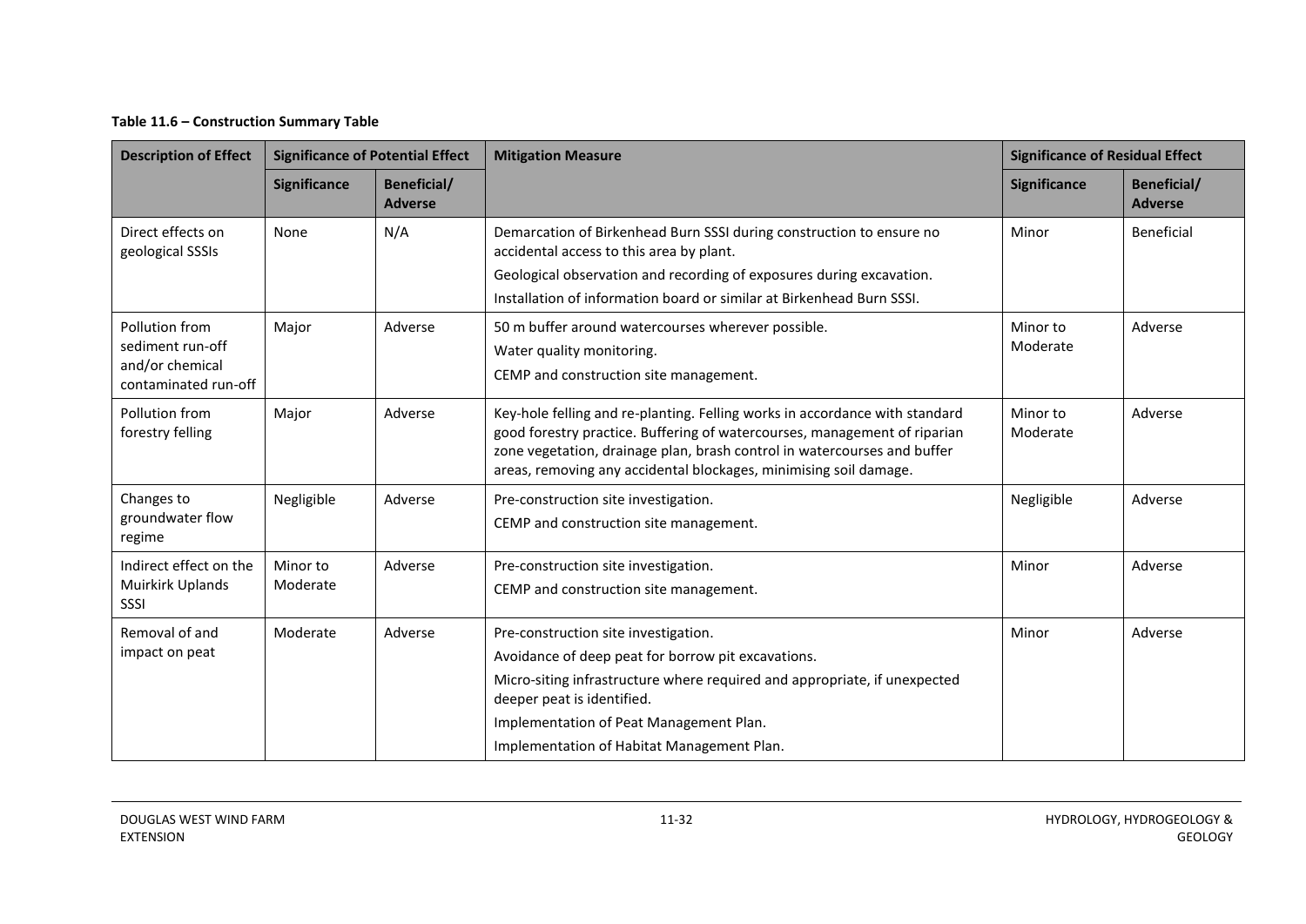**Table 11.6 – Construction Summary Table**

| Description of Effect | Significance of Potential Effect | | Mitigation Measure | Significance of Residual Effect | |
|---|---|---|---|---|---|
| | Significance | Beneficial/ Adverse | | Significance | Beneficial/ Adverse |
| Direct effects on geological SSSIs | None | N/A | Demarcation of Birkenhead Burn SSSI during construction to ensure no accidental access to this area by plant.<br>Geological observation and recording of exposures during excavation.<br>Installation of information board or similar at Birkenhead Burn SSSI. | Minor | Beneficial |
| Pollution from sediment run-off and/or chemical contaminated run-off | Major | Adverse | 50 m buffer around watercourses wherever possible.<br>Water quality monitoring.<br>CEMP and construction site management. | Minor to Moderate | Adverse |
| Pollution from forestry felling | Major | Adverse | Key-hole felling and re-planting. Felling works in accordance with standard good forestry practice. Buffering of watercourses, management of riparian zone vegetation, drainage plan, brash control in watercourses and buffer areas, removing any accidental blockages, minimising soil damage. | Minor to Moderate | Adverse |
| Changes to groundwater flow regime | Negligible | Adverse | Pre-construction site investigation.<br>CEMP and construction site management. | Negligible | Adverse |
| Indirect effect on the Muirkirk Uplands SSSI | Minor to Moderate | Adverse | Pre-construction site investigation.<br>CEMP and construction site management. | Minor | Adverse |
| Removal of and impact on peat | Moderate | Adverse | Pre-construction site investigation.<br>Avoidance of deep peat for borrow pit excavations.<br>Micro-siting infrastructure where required and appropriate, if unexpected deeper peat is identified.<br>Implementation of Peat Management Plan.<br>Implementation of Habitat Management Plan. | Minor | Adverse |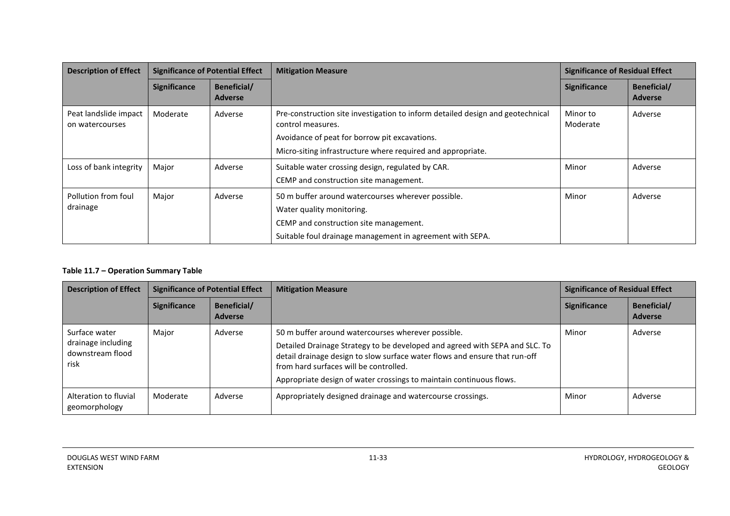| Description of Effect | Significance of Potential Effect | | Mitigation Measure | Significance of Residual Effect | |
|---|---|---|---|---|---|
| | Significance | Beneficial/ Adverse | | Significance | Beneficial/ Adverse |
| Peat landslide impact on watercourses | Moderate | Adverse | Pre-construction site investigation to inform detailed design and geotechnical control measures.<br>Avoidance of peat for borrow pit excavations.<br>Micro-siting infrastructure where required and appropriate. | Minor to Moderate | Adverse |
| Loss of bank integrity | Major | Adverse | Suitable water crossing design, regulated by CAR.<br>CEMP and construction site management. | Minor | Adverse |
| Pollution from foul drainage | Major | Adverse | 50 m buffer around watercourses wherever possible.<br>Water quality monitoring.<br>CEMP and construction site management.<br>Suitable foul drainage management in agreement with SEPA. | Minor | Adverse |

**Table 11.7 – Operation Summary Table**

| Description of Effect | Significance of Potential Effect | | Mitigation Measure | Significance of Residual Effect | |
|---|---|---|---|---|---|
| | Significance | Beneficial/ Adverse | | Significance | Beneficial/ Adverse |
| Surface water drainage including downstream flood risk | Major | Adverse | 50 m buffer around watercourses wherever possible.<br>Detailed Drainage Strategy to be developed and agreed with SEPA and SLC. To detail drainage design to slow surface water flows and ensure that run-off from hard surfaces will be controlled.<br>Appropriate design of water crossings to maintain continuous flows. | Minor | Adverse |
| Alteration to fluvial geomorphology | Moderate | Adverse | Appropriately designed drainage and watercourse crossings. | Minor | Adverse |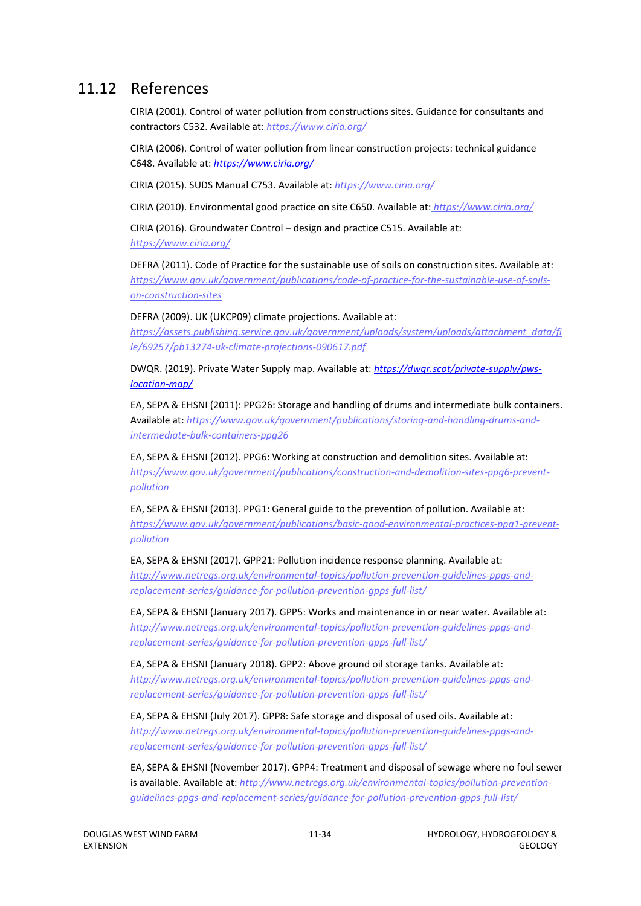## 11.12 References

CIRIA (2001). Control of water pollution from constructions sites. Guidance for consultants and contractors C532. Available at: *https://www.ciria.org/*

CIRIA (2006). Control of water pollution from linear construction projects: technical guidance C648. Available at: ***https://www.ciria.org/***

CIRIA (2015). SUDS Manual C753. Available at: *https://www.ciria.org/*

CIRIA (2010). Environmental good practice on site C650. Available at: *https://www.ciria.org/*

CIRIA (2016). Groundwater Control – design and practice C515. Available at: *https://www.ciria.org/*

DEFRA (2011). Code of Practice for the sustainable use of soils on construction sites. Available at: *https://www.gov.uk/government/publications/code-of-practice-for-the-sustainable-use-of-soils-on-construction-sites*

DEFRA (2009). UK (UKCP09) climate projections. Available at: *https://assets.publishing.service.gov.uk/government/uploads/system/uploads/attachment_data/file/69257/pb13274-uk-climate-projections-090617.pdf*

DWQR. (2019). Private Water Supply map. Available at: ***https://dwqr.scot/private-supply/pws-location-map/***

EA, SEPA & EHSNI (2011): PPG26: Storage and handling of drums and intermediate bulk containers. Available at: *https://www.gov.uk/government/publications/storing-and-handling-drums-and-intermediate-bulk-containers-ppg26*

EA, SEPA & EHSNI (2012). PPG6: Working at construction and demolition sites. Available at: *https://www.gov.uk/government/publications/construction-and-demolition-sites-ppg6-prevent-pollution*

EA, SEPA & EHSNI (2013). PPG1: General guide to the prevention of pollution. Available at: *https://www.gov.uk/government/publications/basic-good-environmental-practices-ppg1-prevent-pollution*

EA, SEPA & EHSNI (2017). GPP21: Pollution incidence response planning. Available at: *http://www.netregs.org.uk/environmental-topics/pollution-prevention-guidelines-ppgs-and-replacement-series/guidance-for-pollution-prevention-gpps-full-list/*

EA, SEPA & EHSNI (January 2017). GPP5: Works and maintenance in or near water. Available at: *http://www.netregs.org.uk/environmental-topics/pollution-prevention-guidelines-ppgs-and-replacement-series/guidance-for-pollution-prevention-gpps-full-list/*

EA, SEPA & EHSNI (January 2018). GPP2: Above ground oil storage tanks. Available at: *http://www.netregs.org.uk/environmental-topics/pollution-prevention-guidelines-ppgs-and-replacement-series/guidance-for-pollution-prevention-gpps-full-list/*

EA, SEPA & EHSNI (July 2017). GPP8: Safe storage and disposal of used oils. Available at: *http://www.netregs.org.uk/environmental-topics/pollution-prevention-guidelines-ppgs-and-replacement-series/guidance-for-pollution-prevention-gpps-full-list/*

EA, SEPA & EHSNI (November 2017). GPP4: Treatment and disposal of sewage where no foul sewer is available. Available at: *http://www.netregs.org.uk/environmental-topics/pollution-prevention-guidelines-ppgs-and-replacement-series/guidance-for-pollution-prevention-gpps-full-list/*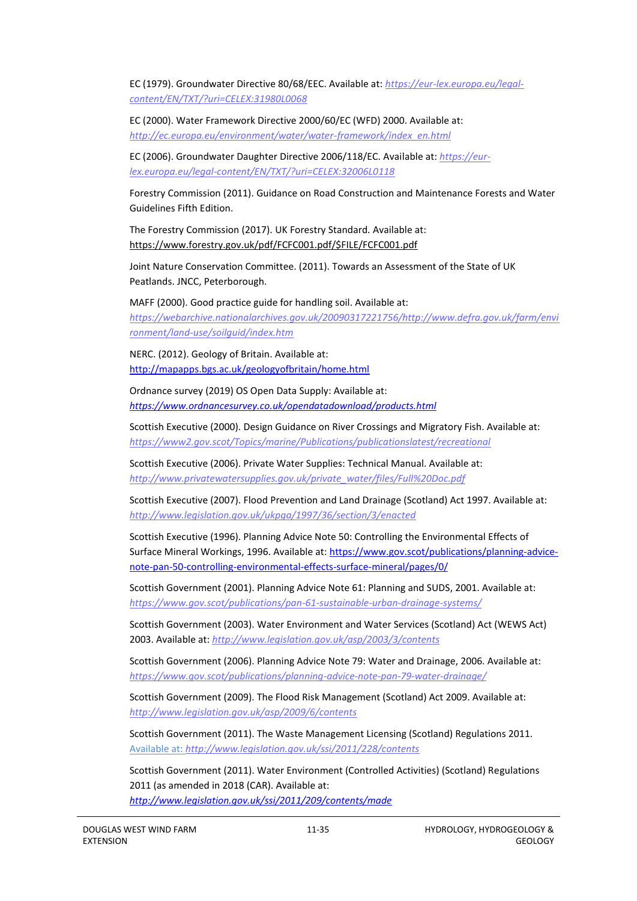EC (1979). Groundwater Directive 80/68/EEC. Available at: *https://eur-lex.europa.eu/legal-content/EN/TXT/?uri=CELEX:31980L0068*

EC (2000). Water Framework Directive 2000/60/EC (WFD) 2000. Available at: *http://ec.europa.eu/environment/water/water-framework/index_en.html*

EC (2006). Groundwater Daughter Directive 2006/118/EC. Available at: *https://eur-lex.europa.eu/legal-content/EN/TXT/?uri=CELEX:32006L0118*

Forestry Commission (2011). Guidance on Road Construction and Maintenance Forests and Water Guidelines Fifth Edition.

The Forestry Commission (2017). UK Forestry Standard. Available at: https://www.forestry.gov.uk/pdf/FCFC001.pdf/$FILE/FCFC001.pdf

Joint Nature Conservation Committee. (2011). Towards an Assessment of the State of UK Peatlands. JNCC, Peterborough.

MAFF (2000). Good practice guide for handling soil. Available at: *https://webarchive.nationalarchives.gov.uk/20090317221756/http://www.defra.gov.uk/farm/environment/land-use/soilguid/index.htm*

NERC. (2012). Geology of Britain. Available at: http://mapapps.bgs.ac.uk/geologyofbritain/home.html

Ordnance survey (2019) OS Open Data Supply: Available at: *https://www.ordnancesurvey.co.uk/opendatadownload/products.html*

Scottish Executive (2000). Design Guidance on River Crossings and Migratory Fish. Available at: *https://www2.gov.scot/Topics/marine/Publications/publicationslatest/recreational*

Scottish Executive (2006). Private Water Supplies: Technical Manual. Available at: *http://www.privatewatersupplies.gov.uk/private_water/files/Full%20Doc.pdf*

Scottish Executive (2007). Flood Prevention and Land Drainage (Scotland) Act 1997. Available at: *http://www.legislation.gov.uk/ukpga/1997/36/section/3/enacted*

Scottish Executive (1996). Planning Advice Note 50: Controlling the Environmental Effects of Surface Mineral Workings, 1996. Available at: https://www.gov.scot/publications/planning-advice-note-pan-50-controlling-environmental-effects-surface-mineral/pages/0/

Scottish Government (2001). Planning Advice Note 61: Planning and SUDS, 2001. Available at: *https://www.gov.scot/publications/pan-61-sustainable-urban-drainage-systems/*

Scottish Government (2003). Water Environment and Water Services (Scotland) Act (WEWS Act) 2003. Available at: *http://www.legislation.gov.uk/asp/2003/3/contents*

Scottish Government (2006). Planning Advice Note 79: Water and Drainage, 2006. Available at: *https://www.gov.scot/publications/planning-advice-note-pan-79-water-drainage/*

Scottish Government (2009). The Flood Risk Management (Scotland) Act 2009. Available at: *http://www.legislation.gov.uk/asp/2009/6/contents*

Scottish Government (2011). The Waste Management Licensing (Scotland) Regulations 2011. Available at: *http://www.legislation.gov.uk/ssi/2011/228/contents*

Scottish Government (2011). Water Environment (Controlled Activities) (Scotland) Regulations 2011 (as amended in 2018 (CAR). Available at: *http://www.legislation.gov.uk/ssi/2011/209/contents/made*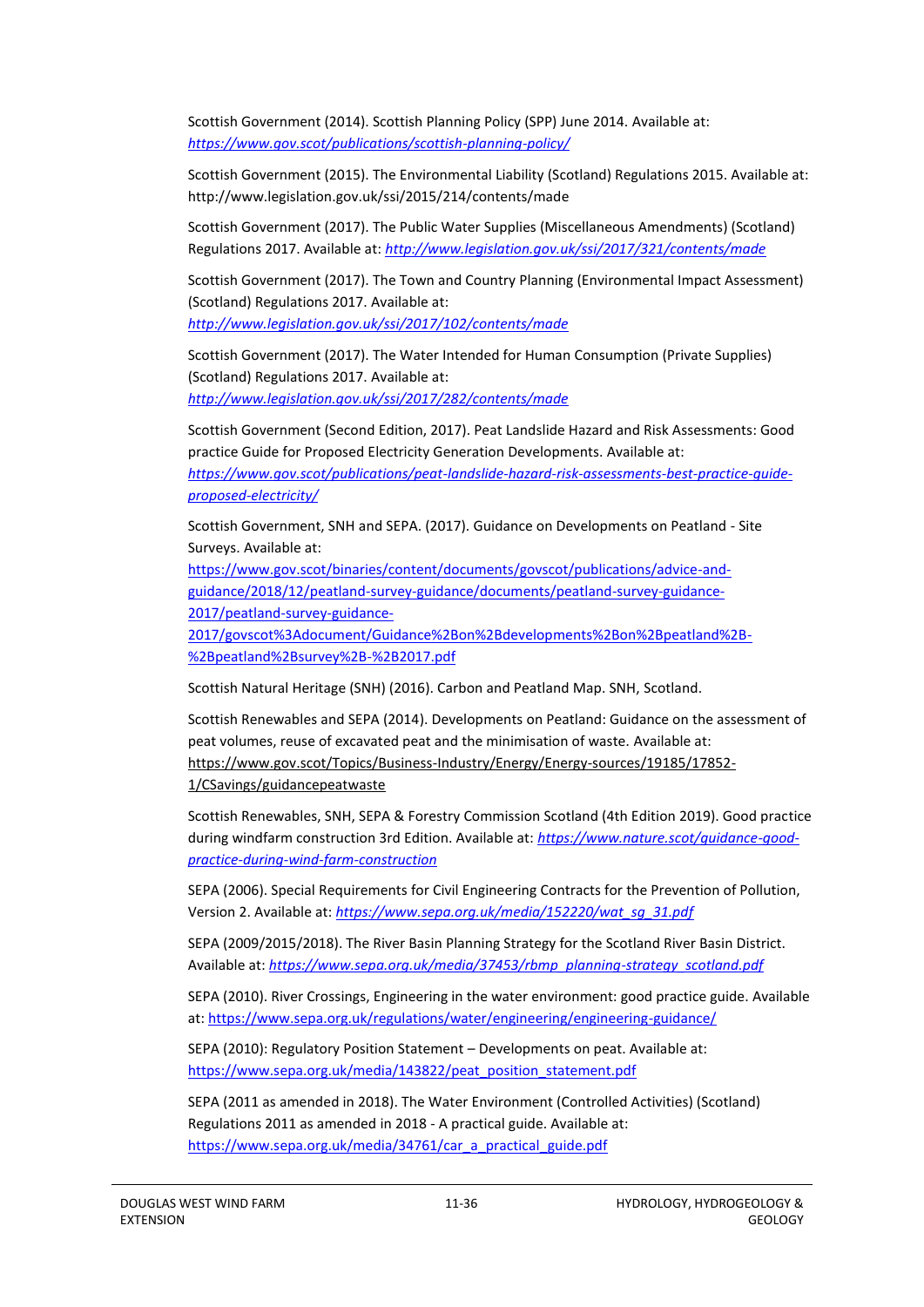Scottish Government (2014). Scottish Planning Policy (SPP) June 2014. Available at: *https://www.gov.scot/publications/scottish-planning-policy/*

Scottish Government (2015). The Environmental Liability (Scotland) Regulations 2015. Available at: http://www.legislation.gov.uk/ssi/2015/214/contents/made

Scottish Government (2017). The Public Water Supplies (Miscellaneous Amendments) (Scotland) Regulations 2017. Available at: *http://www.legislation.gov.uk/ssi/2017/321/contents/made*

Scottish Government (2017). The Town and Country Planning (Environmental Impact Assessment) (Scotland) Regulations 2017. Available at: *http://www.legislation.gov.uk/ssi/2017/102/contents/made*

Scottish Government (2017). The Water Intended for Human Consumption (Private Supplies) (Scotland) Regulations 2017. Available at: *http://www.legislation.gov.uk/ssi/2017/282/contents/made*

Scottish Government (Second Edition, 2017). Peat Landslide Hazard and Risk Assessments: Good practice Guide for Proposed Electricity Generation Developments. Available at: *https://www.gov.scot/publications/peat-landslide-hazard-risk-assessments-best-practice-guide-proposed-electricity/*

Scottish Government, SNH and SEPA. (2017). Guidance on Developments on Peatland - Site Surveys. Available at: https://www.gov.scot/binaries/content/documents/govscot/publications/advice-and-guidance/2018/12/peatland-survey-guidance/documents/peatland-survey-guidance-2017/peatland-survey-guidance-2017/govscot%3Adocument/Guidance%2Bon%2Bdevelopments%2Bon%2Bpeatland%2B-%2Bpeatland%2Bsurvey%2B-%2B2017.pdf

Scottish Natural Heritage (SNH) (2016). Carbon and Peatland Map. SNH, Scotland.

Scottish Renewables and SEPA (2014). Developments on Peatland: Guidance on the assessment of peat volumes, reuse of excavated peat and the minimisation of waste. Available at: https://www.gov.scot/Topics/Business-Industry/Energy/Energy-sources/19185/17852-1/CSavings/guidancepeatwaste

Scottish Renewables, SNH, SEPA & Forestry Commission Scotland (4th Edition 2019). Good practice during windfarm construction 3rd Edition. Available at: *https://www.nature.scot/guidance-good-practice-during-wind-farm-construction*

SEPA (2006). Special Requirements for Civil Engineering Contracts for the Prevention of Pollution, Version 2. Available at: *https://www.sepa.org.uk/media/152220/wat_sg_31.pdf*

SEPA (2009/2015/2018). The River Basin Planning Strategy for the Scotland River Basin District. Available at: *https://www.sepa.org.uk/media/37453/rbmp_planning-strategy_scotland.pdf*

SEPA (2010). River Crossings, Engineering in the water environment: good practice guide. Available at: https://www.sepa.org.uk/regulations/water/engineering/engineering-guidance/

SEPA (2010): Regulatory Position Statement – Developments on peat. Available at: https://www.sepa.org.uk/media/143822/peat_position_statement.pdf

SEPA (2011 as amended in 2018). The Water Environment (Controlled Activities) (Scotland) Regulations 2011 as amended in 2018 - A practical guide. Available at: https://www.sepa.org.uk/media/34761/car_a_practical_guide.pdf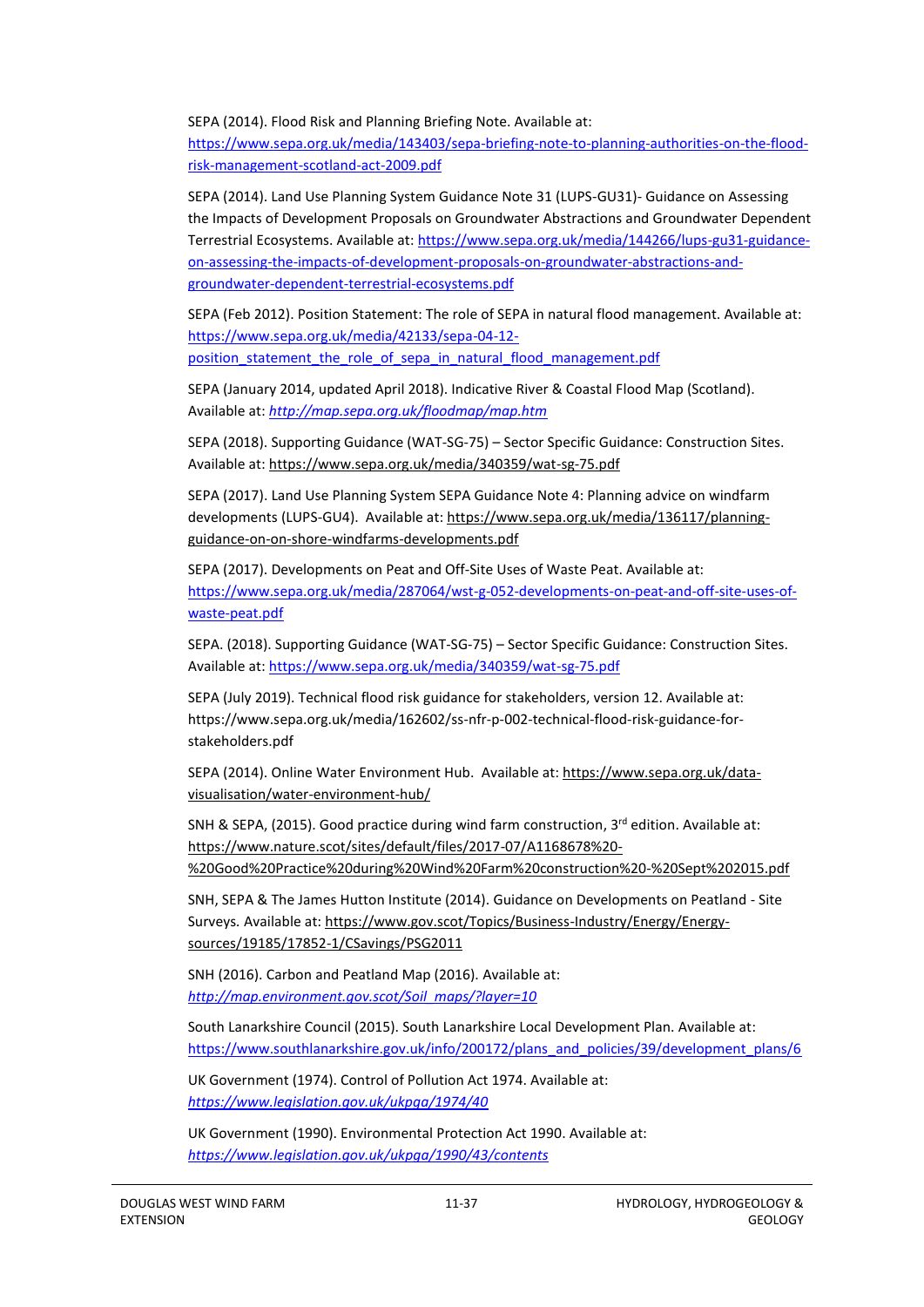SEPA (2014). Flood Risk and Planning Briefing Note. Available at: https://www.sepa.org.uk/media/143403/sepa-briefing-note-to-planning-authorities-on-the-flood-risk-management-scotland-act-2009.pdf

SEPA (2014). Land Use Planning System Guidance Note 31 (LUPS-GU31)- Guidance on Assessing the Impacts of Development Proposals on Groundwater Abstractions and Groundwater Dependent Terrestrial Ecosystems. Available at: https://www.sepa.org.uk/media/144266/lups-gu31-guidance-on-assessing-the-impacts-of-development-proposals-on-groundwater-abstractions-and-groundwater-dependent-terrestrial-ecosystems.pdf

SEPA (Feb 2012). Position Statement: The role of SEPA in natural flood management. Available at: https://www.sepa.org.uk/media/42133/sepa-04-12-position_statement_the_role_of_sepa_in_natural_flood_management.pdf

SEPA (January 2014, updated April 2018). Indicative River & Coastal Flood Map (Scotland). Available at: *http://map.sepa.org.uk/floodmap/map.htm*

SEPA (2018). Supporting Guidance (WAT-SG-75) – Sector Specific Guidance: Construction Sites. Available at: https://www.sepa.org.uk/media/340359/wat-sg-75.pdf

SEPA (2017). Land Use Planning System SEPA Guidance Note 4: Planning advice on windfarm developments (LUPS-GU4). Available at: https://www.sepa.org.uk/media/136117/planning-guidance-on-on-shore-windfarms-developments.pdf

SEPA (2017). Developments on Peat and Off-Site Uses of Waste Peat. Available at: https://www.sepa.org.uk/media/287064/wst-g-052-developments-on-peat-and-off-site-uses-of-waste-peat.pdf

SEPA. (2018). Supporting Guidance (WAT-SG-75) – Sector Specific Guidance: Construction Sites. Available at: https://www.sepa.org.uk/media/340359/wat-sg-75.pdf

SEPA (July 2019). Technical flood risk guidance for stakeholders, version 12. Available at: https://www.sepa.org.uk/media/162602/ss-nfr-p-002-technical-flood-risk-guidance-for-stakeholders.pdf

SEPA (2014). Online Water Environment Hub. Available at: https://www.sepa.org.uk/data-visualisation/water-environment-hub/

SNH & SEPA, (2015). Good practice during wind farm construction, 3rd edition. Available at: https://www.nature.scot/sites/default/files/2017-07/A1168678%20-%20Good%20Practice%20during%20Wind%20Farm%20construction%20-%20Sept%202015.pdf

SNH, SEPA & The James Hutton Institute (2014). Guidance on Developments on Peatland - Site Surveys. Available at: https://www.gov.scot/Topics/Business-Industry/Energy/Energy-sources/19185/17852-1/CSavings/PSG2011

SNH (2016). Carbon and Peatland Map (2016). Available at: *http://map.environment.gov.scot/Soil_maps/?layer=10*

South Lanarkshire Council (2015). South Lanarkshire Local Development Plan. Available at: https://www.southlanarkshire.gov.uk/info/200172/plans_and_policies/39/development_plans/6

UK Government (1974). Control of Pollution Act 1974. Available at: *https://www.legislation.gov.uk/ukpga/1974/40*

UK Government (1990). Environmental Protection Act 1990. Available at: *https://www.legislation.gov.uk/ukpga/1990/43/contents*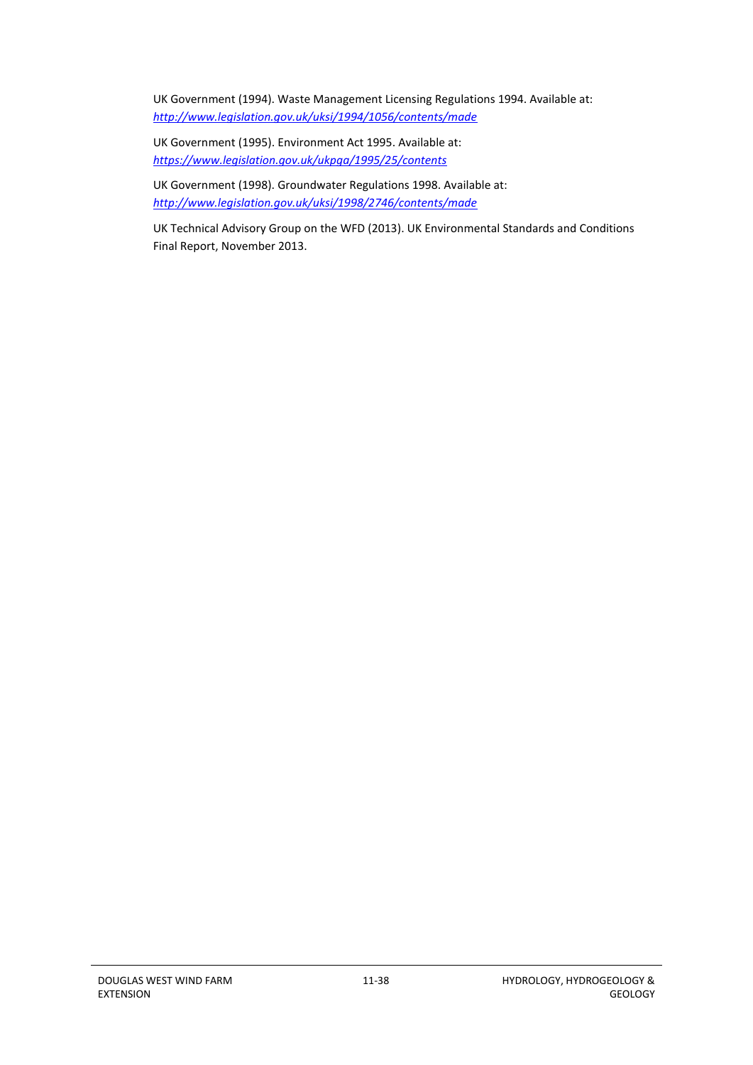UK Government (1994). Waste Management Licensing Regulations 1994. Available at: *http://www.legislation.gov.uk/uksi/1994/1056/contents/made*

UK Government (1995). Environment Act 1995. Available at: *https://www.legislation.gov.uk/ukpga/1995/25/contents*

UK Government (1998). Groundwater Regulations 1998. Available at: *http://www.legislation.gov.uk/uksi/1998/2746/contents/made*

UK Technical Advisory Group on the WFD (2013). UK Environmental Standards and Conditions Final Report, November 2013.